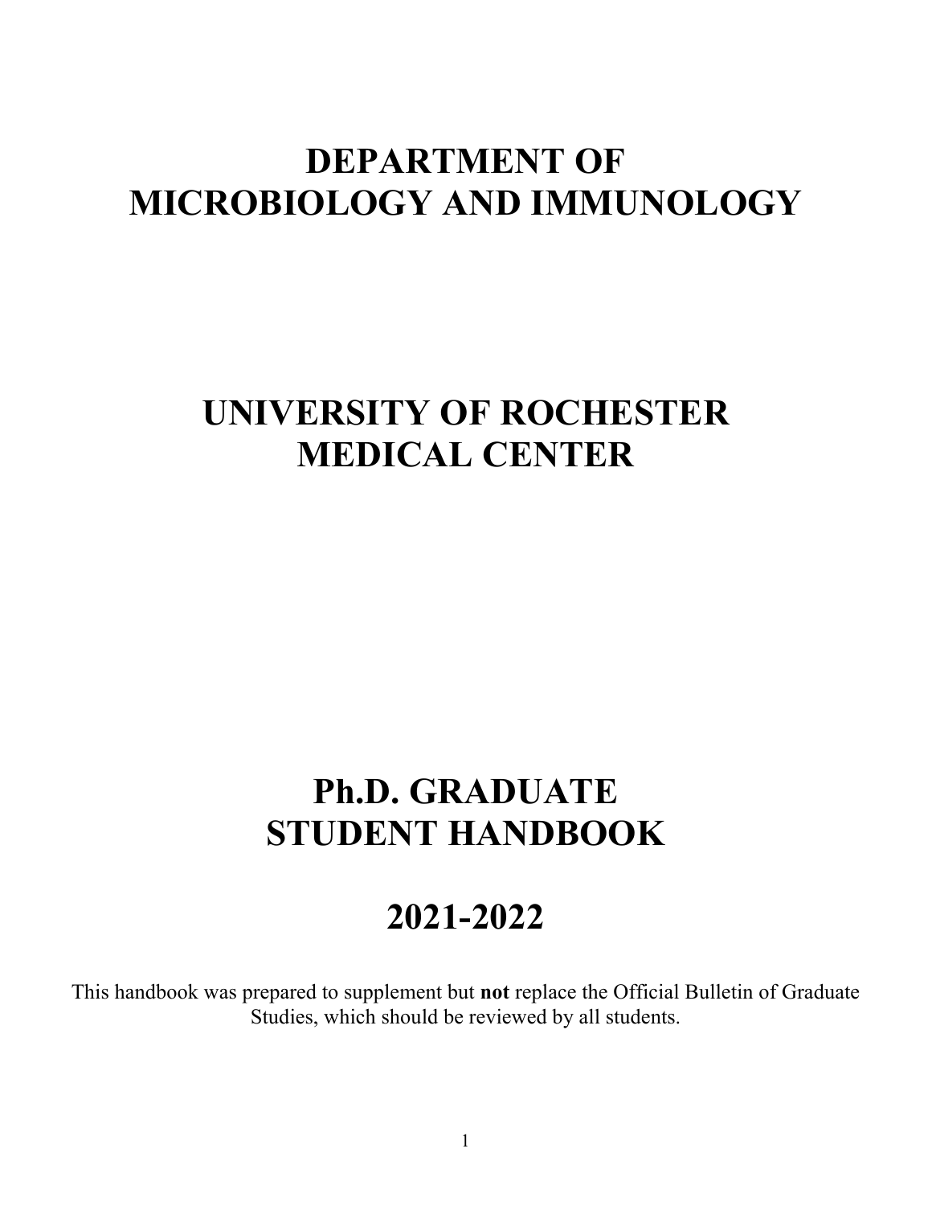# DEPARTMENT OF MICROBIOLOGY AND IMMUNOLOGY

# UNIVERSITY OF ROCHESTER MEDICAL CENTER

# Ph.D. GRADUATE STUDENT HANDBOOK

# 2021-2022

This handbook was prepared to supplement but **not** replace the Official Bulletin of Graduate Studies, which should be reviewed by all students.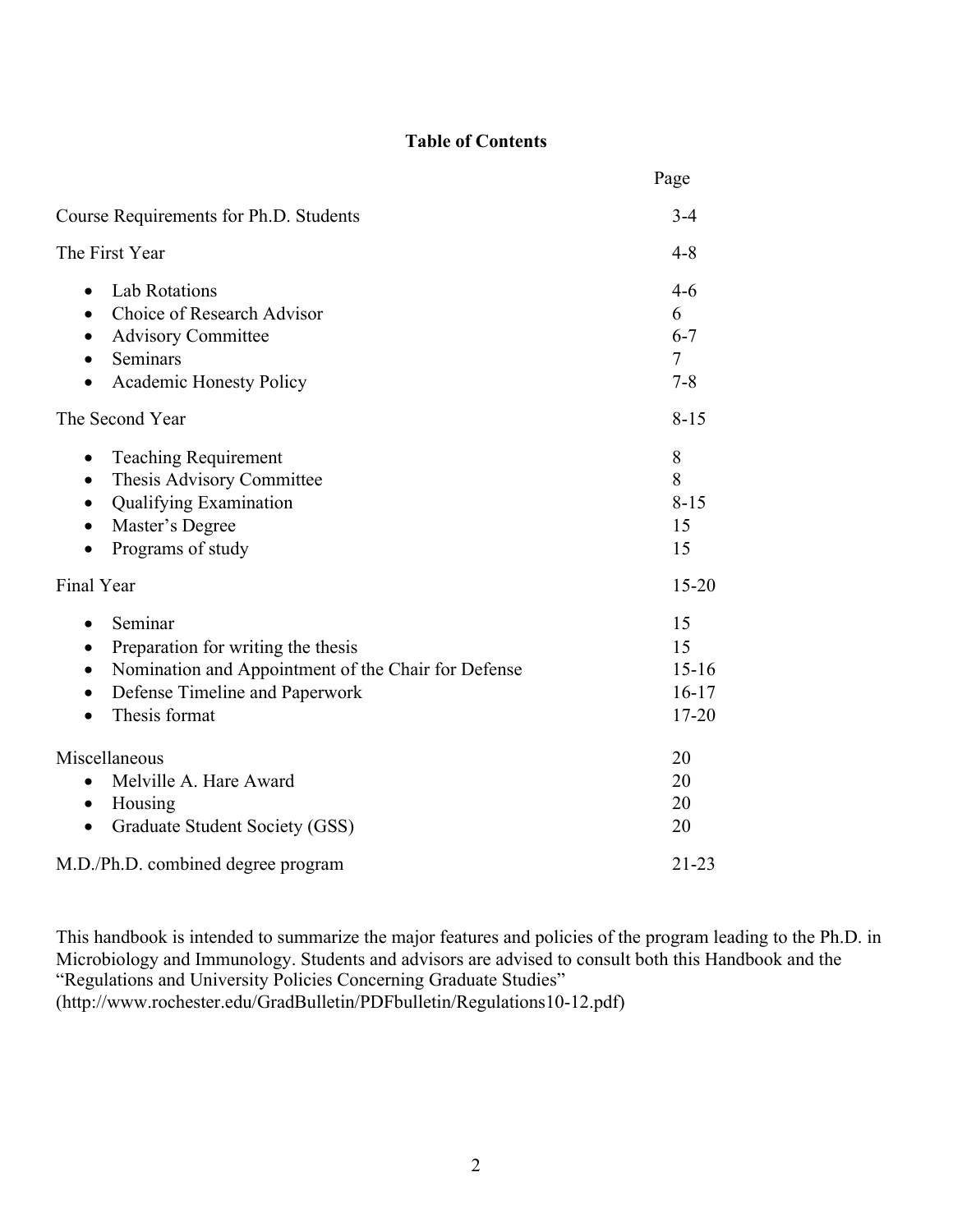**Table of Contents**

| | Page |
|---|---|
| Course Requirements for Ph.D. Students | 3-4 |
| The First Year | 4-8 |
| • Lab Rotations | 4-6 |
| • Choice of Research Advisor | 6 |
| • Advisory Committee | 6-7 |
| • Seminars | 7 |
| • Academic Honesty Policy | 7-8 |
| The Second Year | 8-15 |
| • Teaching Requirement | 8 |
| • Thesis Advisory Committee | 8 |
| • Qualifying Examination | 8-15 |
| • Master's Degree | 15 |
| • Programs of study | 15 |
| Final Year | 15-20 |
| • Seminar | 15 |
| • Preparation for writing the thesis | 15 |
| • Nomination and Appointment of the Chair for Defense | 15-16 |
| • Defense Timeline and Paperwork | 16-17 |
| • Thesis format | 17-20 |
| Miscellaneous | 20 |
| • Melville A. Hare Award | 20 |
| • Housing | 20 |
| • Graduate Student Society (GSS) | 20 |
| M.D./Ph.D. combined degree program | 21-23 |

This handbook is intended to summarize the major features and policies of the program leading to the Ph.D. in Microbiology and Immunology. Students and advisors are advised to consult both this Handbook and the "Regulations and University Policies Concerning Graduate Studies" (http://www.rochester.edu/GradBulletin/PDFbulletin/Regulations10-12.pdf)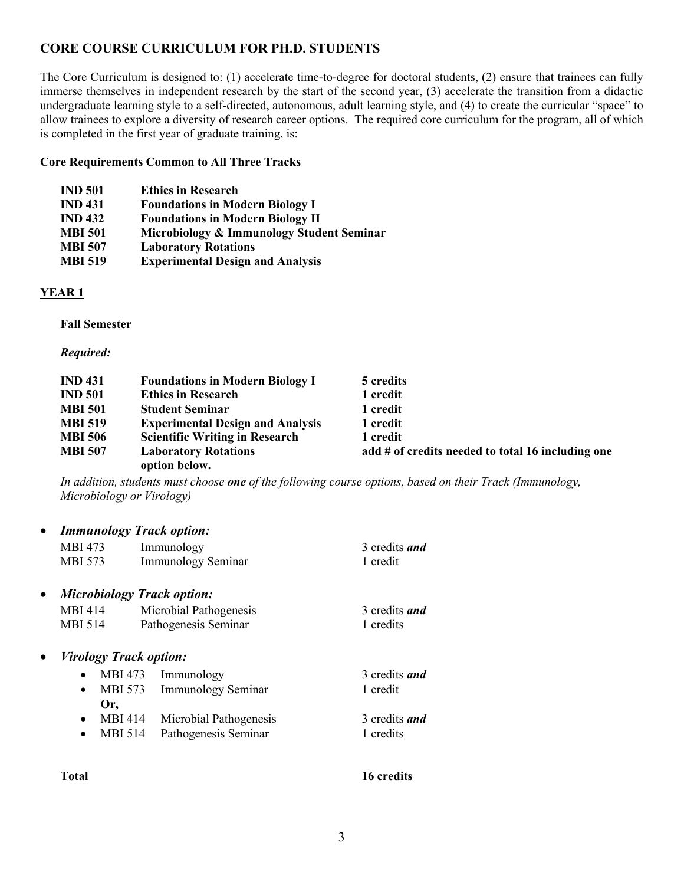## CORE COURSE CURRICULUM FOR PH.D. STUDENTS

The Core Curriculum is designed to: (1) accelerate time-to-degree for doctoral students, (2) ensure that trainees can fully immerse themselves in independent research by the start of the second year, (3) accelerate the transition from a didactic undergraduate learning style to a self-directed, autonomous, adult learning style, and (4) to create the curricular "space" to allow trainees to explore a diversity of research career options. The required core curriculum for the program, all of which is completed in the first year of graduate training, is:

### Core Requirements Common to All Three Tracks

| | |
|---|---|
| **IND 501** | **Ethics in Research** |
| **IND 431** | **Foundations in Modern Biology I** |
| **IND 432** | **Foundations in Modern Biology II** |
| **MBI 501** | **Microbiology & Immunology Student Seminar** |
| **MBI 507** | **Laboratory Rotations** |
| **MBI 519** | **Experimental Design and Analysis** |

### YEAR 1

**Fall Semester**

***Required:***

| | | |
|---|---|---|
| **IND 431** | **Foundations in Modern Biology I** | **5 credits** |
| **IND 501** | **Ethics in Research** | **1 credit** |
| **MBI 501** | **Student Seminar** | **1 credit** |
| **MBI 519** | **Experimental Design and Analysis** | **1 credit** |
| **MBI 506** | **Scientific Writing in Research** | **1 credit** |
| **MBI 507** | **Laboratory Rotations** | **add # of credits needed to total 16 including one option below.** |

*In addition, students must choose* ***one*** *of the following course options, based on their Track (Immunology, Microbiology or Virology)*

- ***Immunology Track option:***

| | | |
|---|---|---|
| MBI 473 | Immunology | 3 credits ***and*** |
| MBI 573 | Immunology Seminar | 1 credit |

- ***Microbiology Track option:***

| | | |
|---|---|---|
| MBI 414 | Microbial Pathogenesis | 3 credits ***and*** |
| MBI 514 | Pathogenesis Seminar | 1 credits |

- ***Virology Track option:***
  - MBI 473 Immunology — 3 credits ***and***
  - MBI 573 Immunology Seminar — 1 credit

  **Or,**
  - MBI 414 Microbial Pathogenesis — 3 credits ***and***
  - MBI 514 Pathogenesis Seminar — 1 credits

**Total** **16 credits**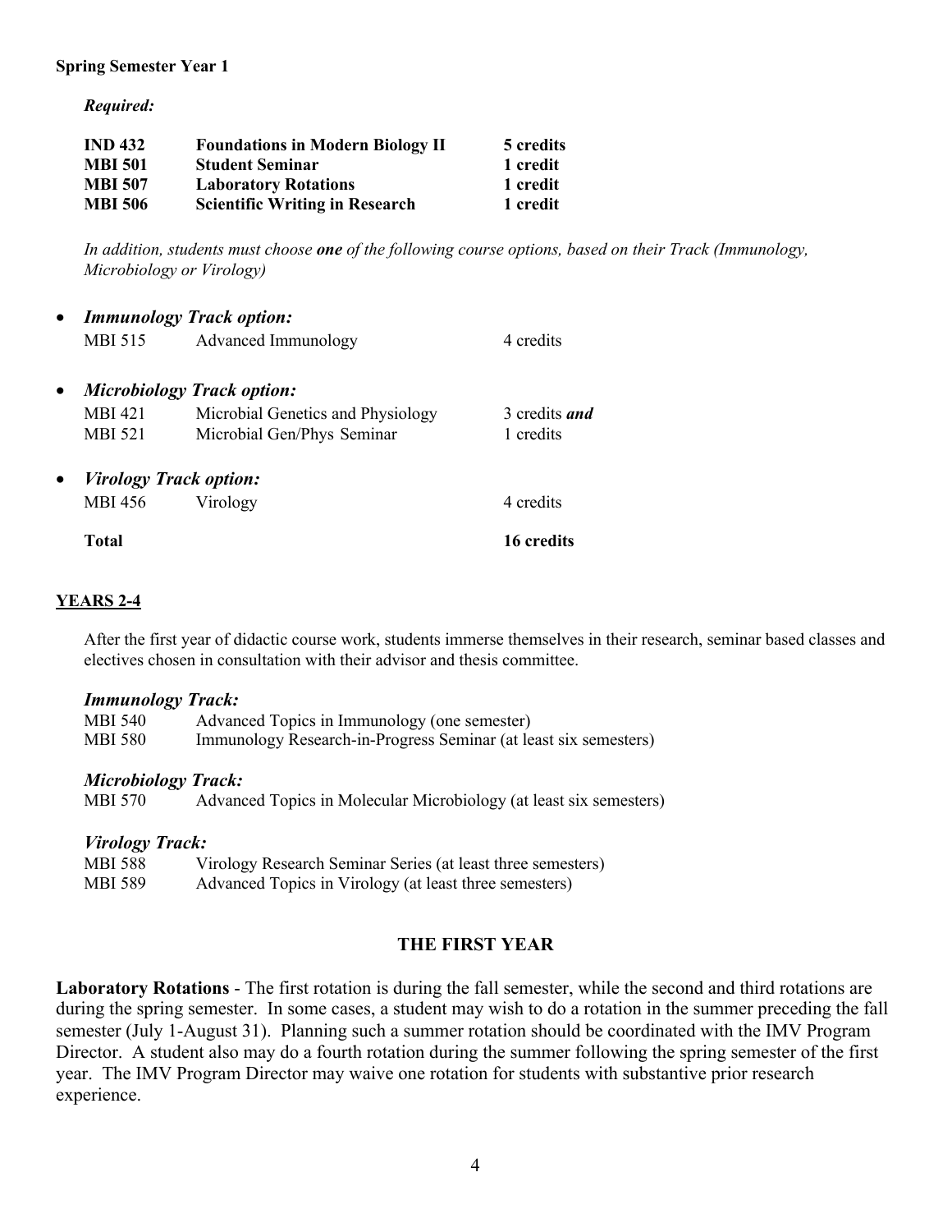**Spring Semester Year 1**

***Required:***

| | | |
|---|---|---|
| **IND 432** | **Foundations in Modern Biology II** | **5 credits** |
| **MBI 501** | **Student Seminar** | **1 credit** |
| **MBI 507** | **Laboratory Rotations** | **1 credit** |
| **MBI 506** | **Scientific Writing in Research** | **1 credit** |

*In addition, students must choose **one** of the following course options, based on their Track (Immunology, Microbiology or Virology)*

- ***Immunology Track option:***

  | | | |
  |---|---|---|
  | MBI 515 | Advanced Immunology | 4 credits |

- ***Microbiology Track option:***

  | | | |
  |---|---|---|
  | MBI 421 | Microbial Genetics and Physiology | 3 credits ***and*** |
  | MBI 521 | Microbial Gen/Phys Seminar | 1 credits |

- ***Virology Track option:***

  | | | |
  |---|---|---|
  | MBI 456 | Virology | 4 credits |

**Total** **16 credits**

## YEARS 2-4

After the first year of didactic course work, students immerse themselves in their research, seminar based classes and electives chosen in consultation with their advisor and thesis committee.

***Immunology Track:***

| | |
|---|---|
| MBI 540 | Advanced Topics in Immunology (one semester) |
| MBI 580 | Immunology Research-in-Progress Seminar (at least six semesters) |

***Microbiology Track:***

| | |
|---|---|
| MBI 570 | Advanced Topics in Molecular Microbiology (at least six semesters) |

***Virology Track:***

| | |
|---|---|
| MBI 588 | Virology Research Seminar Series (at least three semesters) |
| MBI 589 | Advanced Topics in Virology (at least three semesters) |

## THE FIRST YEAR

**Laboratory Rotations** - The first rotation is during the fall semester, while the second and third rotations are during the spring semester. In some cases, a student may wish to do a rotation in the summer preceding the fall semester (July 1-August 31). Planning such a summer rotation should be coordinated with the IMV Program Director. A student also may do a fourth rotation during the summer following the spring semester of the first year. The IMV Program Director may waive one rotation for students with substantive prior research experience.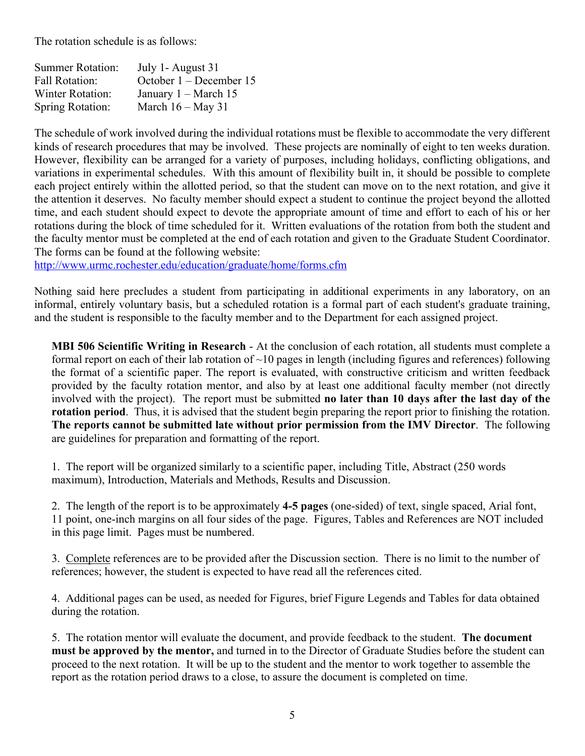The rotation schedule is as follows:

| | |
|---|---|
| Summer Rotation: | July 1- August 31 |
| Fall Rotation: | October 1 – December 15 |
| Winter Rotation: | January 1 – March 15 |
| Spring Rotation: | March 16 – May 31 |

The schedule of work involved during the individual rotations must be flexible to accommodate the very different kinds of research procedures that may be involved. These projects are nominally of eight to ten weeks duration. However, flexibility can be arranged for a variety of purposes, including holidays, conflicting obligations, and variations in experimental schedules. With this amount of flexibility built in, it should be possible to complete each project entirely within the allotted period, so that the student can move on to the next rotation, and give it the attention it deserves. No faculty member should expect a student to continue the project beyond the allotted time, and each student should expect to devote the appropriate amount of time and effort to each of his or her rotations during the block of time scheduled for it. Written evaluations of the rotation from both the student and the faculty mentor must be completed at the end of each rotation and given to the Graduate Student Coordinator. The forms can be found at the following website:
http://www.urmc.rochester.edu/education/graduate/home/forms.cfm

Nothing said here precludes a student from participating in additional experiments in any laboratory, on an informal, entirely voluntary basis, but a scheduled rotation is a formal part of each student's graduate training, and the student is responsible to the faculty member and to the Department for each assigned project.

**MBI 506 Scientific Writing in Research** - At the conclusion of each rotation, all students must complete a formal report on each of their lab rotation of ~10 pages in length (including figures and references) following the format of a scientific paper. The report is evaluated, with constructive criticism and written feedback provided by the faculty rotation mentor, and also by at least one additional faculty member (not directly involved with the project). The report must be submitted **no later than 10 days after the last day of the rotation period**. Thus, it is advised that the student begin preparing the report prior to finishing the rotation. **The reports cannot be submitted late without prior permission from the IMV Director**. The following are guidelines for preparation and formatting of the report.

1. The report will be organized similarly to a scientific paper, including Title, Abstract (250 words maximum), Introduction, Materials and Methods, Results and Discussion.

2. The length of the report is to be approximately **4-5 pages** (one-sided) of text, single spaced, Arial font, 11 point, one-inch margins on all four sides of the page. Figures, Tables and References are NOT included in this page limit. Pages must be numbered.

3. <u>Complete</u> references are to be provided after the Discussion section. There is no limit to the number of references; however, the student is expected to have read all the references cited.

4. Additional pages can be used, as needed for Figures, brief Figure Legends and Tables for data obtained during the rotation.

5. The rotation mentor will evaluate the document, and provide feedback to the student. **The document must be approved by the mentor,** and turned in to the Director of Graduate Studies before the student can proceed to the next rotation. It will be up to the student and the mentor to work together to assemble the report as the rotation period draws to a close, to assure the document is completed on time.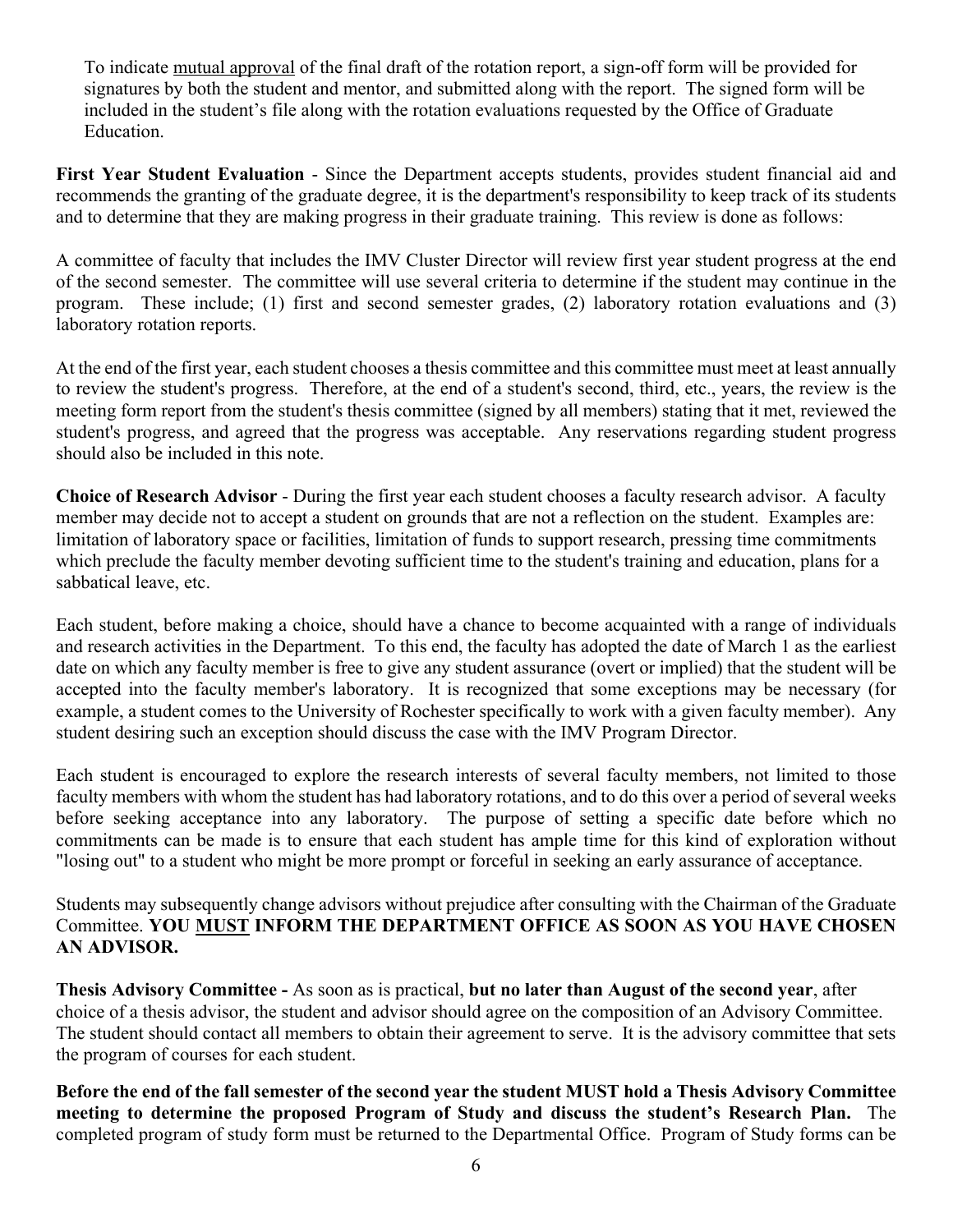To indicate <u>mutual approval</u> of the final draft of the rotation report, a sign-off form will be provided for signatures by both the student and mentor, and submitted along with the report. The signed form will be included in the student's file along with the rotation evaluations requested by the Office of Graduate Education.

**First Year Student Evaluation** - Since the Department accepts students, provides student financial aid and recommends the granting of the graduate degree, it is the department's responsibility to keep track of its students and to determine that they are making progress in their graduate training. This review is done as follows:

A committee of faculty that includes the IMV Cluster Director will review first year student progress at the end of the second semester. The committee will use several criteria to determine if the student may continue in the program. These include; (1) first and second semester grades, (2) laboratory rotation evaluations and (3) laboratory rotation reports.

At the end of the first year, each student chooses a thesis committee and this committee must meet at least annually to review the student's progress. Therefore, at the end of a student's second, third, etc., years, the review is the meeting form report from the student's thesis committee (signed by all members) stating that it met, reviewed the student's progress, and agreed that the progress was acceptable. Any reservations regarding student progress should also be included in this note.

**Choice of Research Advisor** - During the first year each student chooses a faculty research advisor. A faculty member may decide not to accept a student on grounds that are not a reflection on the student. Examples are: limitation of laboratory space or facilities, limitation of funds to support research, pressing time commitments which preclude the faculty member devoting sufficient time to the student's training and education, plans for a sabbatical leave, etc.

Each student, before making a choice, should have a chance to become acquainted with a range of individuals and research activities in the Department. To this end, the faculty has adopted the date of March 1 as the earliest date on which any faculty member is free to give any student assurance (overt or implied) that the student will be accepted into the faculty member's laboratory. It is recognized that some exceptions may be necessary (for example, a student comes to the University of Rochester specifically to work with a given faculty member). Any student desiring such an exception should discuss the case with the IMV Program Director.

Each student is encouraged to explore the research interests of several faculty members, not limited to those faculty members with whom the student has had laboratory rotations, and to do this over a period of several weeks before seeking acceptance into any laboratory. The purpose of setting a specific date before which no commitments can be made is to ensure that each student has ample time for this kind of exploration without "losing out" to a student who might be more prompt or forceful in seeking an early assurance of acceptance.

Students may subsequently change advisors without prejudice after consulting with the Chairman of the Graduate Committee. **YOU <u>MUST</u> INFORM THE DEPARTMENT OFFICE AS SOON AS YOU HAVE CHOSEN AN ADVISOR.**

**Thesis Advisory Committee -** As soon as is practical, **but no later than August of the second year**, after choice of a thesis advisor, the student and advisor should agree on the composition of an Advisory Committee. The student should contact all members to obtain their agreement to serve. It is the advisory committee that sets the program of courses for each student.

**Before the end of the fall semester of the second year the student MUST hold a Thesis Advisory Committee meeting to determine the proposed Program of Study and discuss the student's Research Plan.** The completed program of study form must be returned to the Departmental Office. Program of Study forms can be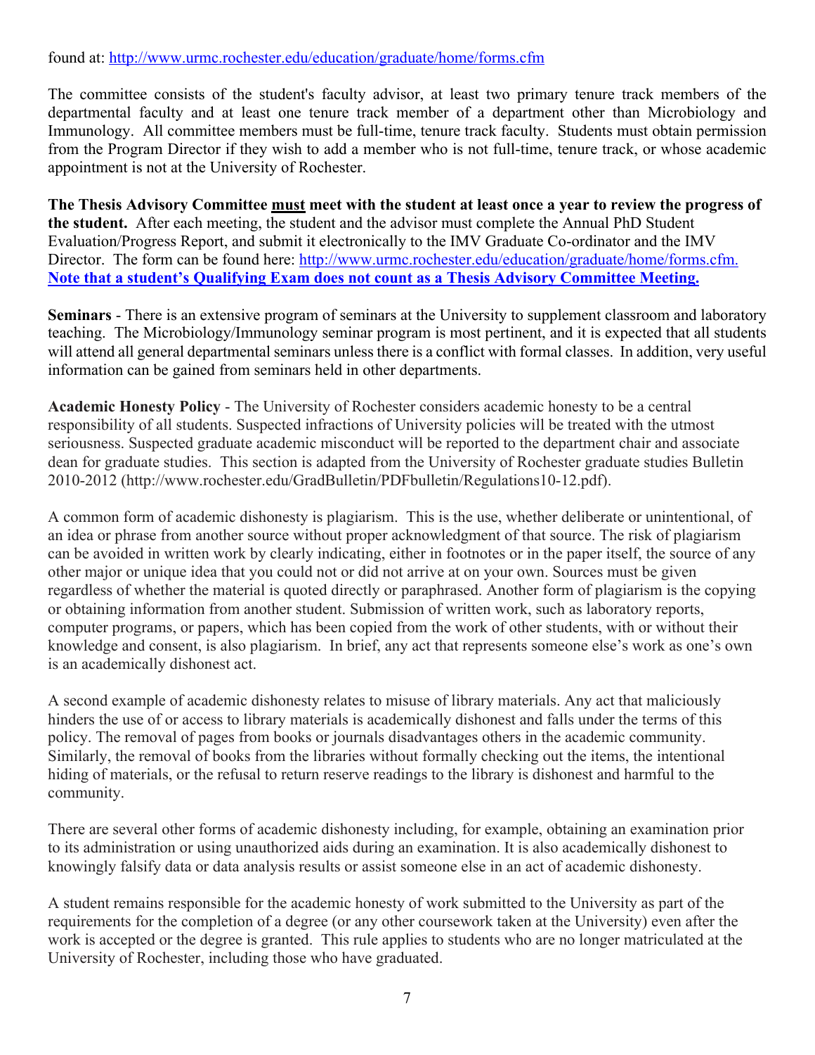found at: http://www.urmc.rochester.edu/education/graduate/home/forms.cfm

The committee consists of the student's faculty advisor, at least two primary tenure track members of the departmental faculty and at least one tenure track member of a department other than Microbiology and Immunology. All committee members must be full-time, tenure track faculty. Students must obtain permission from the Program Director if they wish to add a member who is not full-time, tenure track, or whose academic appointment is not at the University of Rochester.

**The Thesis Advisory Committee <u>must</u> meet with the student at least once a year to review the progress of the student.** After each meeting, the student and the advisor must complete the Annual PhD Student Evaluation/Progress Report, and submit it electronically to the IMV Graduate Co-ordinator and the IMV Director. The form can be found here: http://www.urmc.rochester.edu/education/graduate/home/forms.cfm. **<u>Note that a student's Qualifying Exam does not count as a Thesis Advisory Committee Meeting.</u>**

**Seminars** - There is an extensive program of seminars at the University to supplement classroom and laboratory teaching. The Microbiology/Immunology seminar program is most pertinent, and it is expected that all students will attend all general departmental seminars unless there is a conflict with formal classes. In addition, very useful information can be gained from seminars held in other departments.

**Academic Honesty Policy** - The University of Rochester considers academic honesty to be a central responsibility of all students. Suspected infractions of University policies will be treated with the utmost seriousness. Suspected graduate academic misconduct will be reported to the department chair and associate dean for graduate studies. This section is adapted from the University of Rochester graduate studies Bulletin 2010-2012 (http://www.rochester.edu/GradBulletin/PDFbulletin/Regulations10-12.pdf).

A common form of academic dishonesty is plagiarism. This is the use, whether deliberate or unintentional, of an idea or phrase from another source without proper acknowledgment of that source. The risk of plagiarism can be avoided in written work by clearly indicating, either in footnotes or in the paper itself, the source of any other major or unique idea that you could not or did not arrive at on your own. Sources must be given regardless of whether the material is quoted directly or paraphrased. Another form of plagiarism is the copying or obtaining information from another student. Submission of written work, such as laboratory reports, computer programs, or papers, which has been copied from the work of other students, with or without their knowledge and consent, is also plagiarism. In brief, any act that represents someone else's work as one's own is an academically dishonest act.

A second example of academic dishonesty relates to misuse of library materials. Any act that maliciously hinders the use of or access to library materials is academically dishonest and falls under the terms of this policy. The removal of pages from books or journals disadvantages others in the academic community. Similarly, the removal of books from the libraries without formally checking out the items, the intentional hiding of materials, or the refusal to return reserve readings to the library is dishonest and harmful to the community.

There are several other forms of academic dishonesty including, for example, obtaining an examination prior to its administration or using unauthorized aids during an examination. It is also academically dishonest to knowingly falsify data or data analysis results or assist someone else in an act of academic dishonesty.

A student remains responsible for the academic honesty of work submitted to the University as part of the requirements for the completion of a degree (or any other coursework taken at the University) even after the work is accepted or the degree is granted. This rule applies to students who are no longer matriculated at the University of Rochester, including those who have graduated.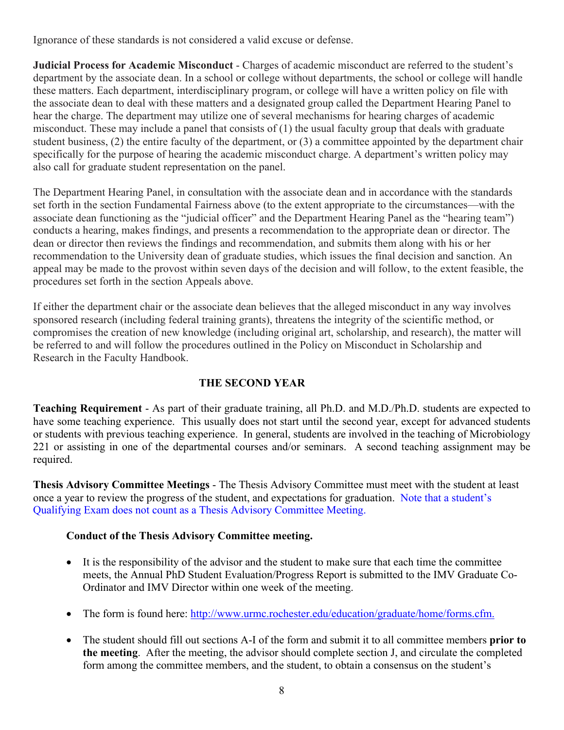Ignorance of these standards is not considered a valid excuse or defense.

**Judicial Process for Academic Misconduct** - Charges of academic misconduct are referred to the student's department by the associate dean. In a school or college without departments, the school or college will handle these matters. Each department, interdisciplinary program, or college will have a written policy on file with the associate dean to deal with these matters and a designated group called the Department Hearing Panel to hear the charge. The department may utilize one of several mechanisms for hearing charges of academic misconduct. These may include a panel that consists of (1) the usual faculty group that deals with graduate student business, (2) the entire faculty of the department, or (3) a committee appointed by the department chair specifically for the purpose of hearing the academic misconduct charge. A department's written policy may also call for graduate student representation on the panel.

The Department Hearing Panel, in consultation with the associate dean and in accordance with the standards set forth in the section Fundamental Fairness above (to the extent appropriate to the circumstances—with the associate dean functioning as the "judicial officer" and the Department Hearing Panel as the "hearing team") conducts a hearing, makes findings, and presents a recommendation to the appropriate dean or director. The dean or director then reviews the findings and recommendation, and submits them along with his or her recommendation to the University dean of graduate studies, which issues the final decision and sanction. An appeal may be made to the provost within seven days of the decision and will follow, to the extent feasible, the procedures set forth in the section Appeals above.

If either the department chair or the associate dean believes that the alleged misconduct in any way involves sponsored research (including federal training grants), threatens the integrity of the scientific method, or compromises the creation of new knowledge (including original art, scholarship, and research), the matter will be referred to and will follow the procedures outlined in the Policy on Misconduct in Scholarship and Research in the Faculty Handbook.

## THE SECOND YEAR

**Teaching Requirement** - As part of their graduate training, all Ph.D. and M.D./Ph.D. students are expected to have some teaching experience. This usually does not start until the second year, except for advanced students or students with previous teaching experience. In general, students are involved in the teaching of Microbiology 221 or assisting in one of the departmental courses and/or seminars. A second teaching assignment may be required.

**Thesis Advisory Committee Meetings** - The Thesis Advisory Committee must meet with the student at least once a year to review the progress of the student, and expectations for graduation. Note that a student's Qualifying Exam does not count as a Thesis Advisory Committee Meeting.

**Conduct of the Thesis Advisory Committee meeting.**

- It is the responsibility of the advisor and the student to make sure that each time the committee meets, the Annual PhD Student Evaluation/Progress Report is submitted to the IMV Graduate Co-Ordinator and IMV Director within one week of the meeting.
- The form is found here: http://www.urmc.rochester.edu/education/graduate/home/forms.cfm.
- The student should fill out sections A-I of the form and submit it to all committee members **prior to the meeting**. After the meeting, the advisor should complete section J, and circulate the completed form among the committee members, and the student, to obtain a consensus on the student's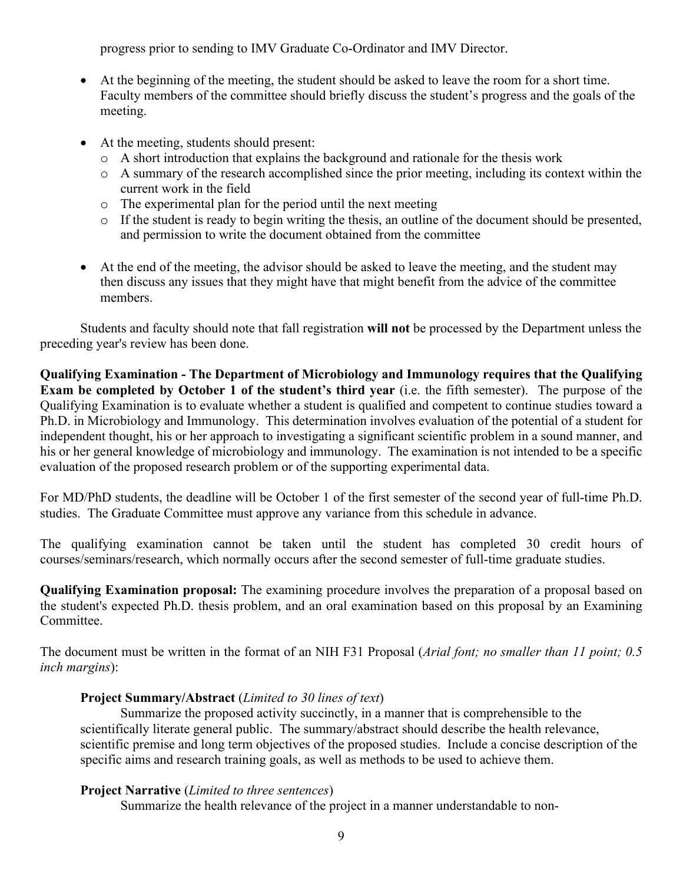progress prior to sending to IMV Graduate Co-Ordinator and IMV Director.

- At the beginning of the meeting, the student should be asked to leave the room for a short time. Faculty members of the committee should briefly discuss the student's progress and the goals of the meeting.

- At the meeting, students should present:
  - A short introduction that explains the background and rationale for the thesis work
  - A summary of the research accomplished since the prior meeting, including its context within the current work in the field
  - The experimental plan for the period until the next meeting
  - If the student is ready to begin writing the thesis, an outline of the document should be presented, and permission to write the document obtained from the committee

- At the end of the meeting, the advisor should be asked to leave the meeting, and the student may then discuss any issues that they might have that might benefit from the advice of the committee members.

Students and faculty should note that fall registration **will not** be processed by the Department unless the preceding year's review has been done.

**Qualifying Examination - The Department of Microbiology and Immunology requires that the Qualifying Exam be completed by October 1 of the student's third year** (i.e. the fifth semester). The purpose of the Qualifying Examination is to evaluate whether a student is qualified and competent to continue studies toward a Ph.D. in Microbiology and Immunology. This determination involves evaluation of the potential of a student for independent thought, his or her approach to investigating a significant scientific problem in a sound manner, and his or her general knowledge of microbiology and immunology. The examination is not intended to be a specific evaluation of the proposed research problem or of the supporting experimental data.

For MD/PhD students, the deadline will be October 1 of the first semester of the second year of full-time Ph.D. studies. The Graduate Committee must approve any variance from this schedule in advance.

The qualifying examination cannot be taken until the student has completed 30 credit hours of courses/seminars/research, which normally occurs after the second semester of full-time graduate studies.

**Qualifying Examination proposal:** The examining procedure involves the preparation of a proposal based on the student's expected Ph.D. thesis problem, and an oral examination based on this proposal by an Examining Committee.

The document must be written in the format of an NIH F31 Proposal (*Arial font; no smaller than 11 point; 0.5 inch margins*):

**Project Summary/Abstract** (*Limited to 30 lines of text*)

Summarize the proposed activity succinctly, in a manner that is comprehensible to the scientifically literate general public. The summary/abstract should describe the health relevance, scientific premise and long term objectives of the proposed studies. Include a concise description of the specific aims and research training goals, as well as methods to be used to achieve them.

**Project Narrative** (*Limited to three sentences*)

Summarize the health relevance of the project in a manner understandable to non-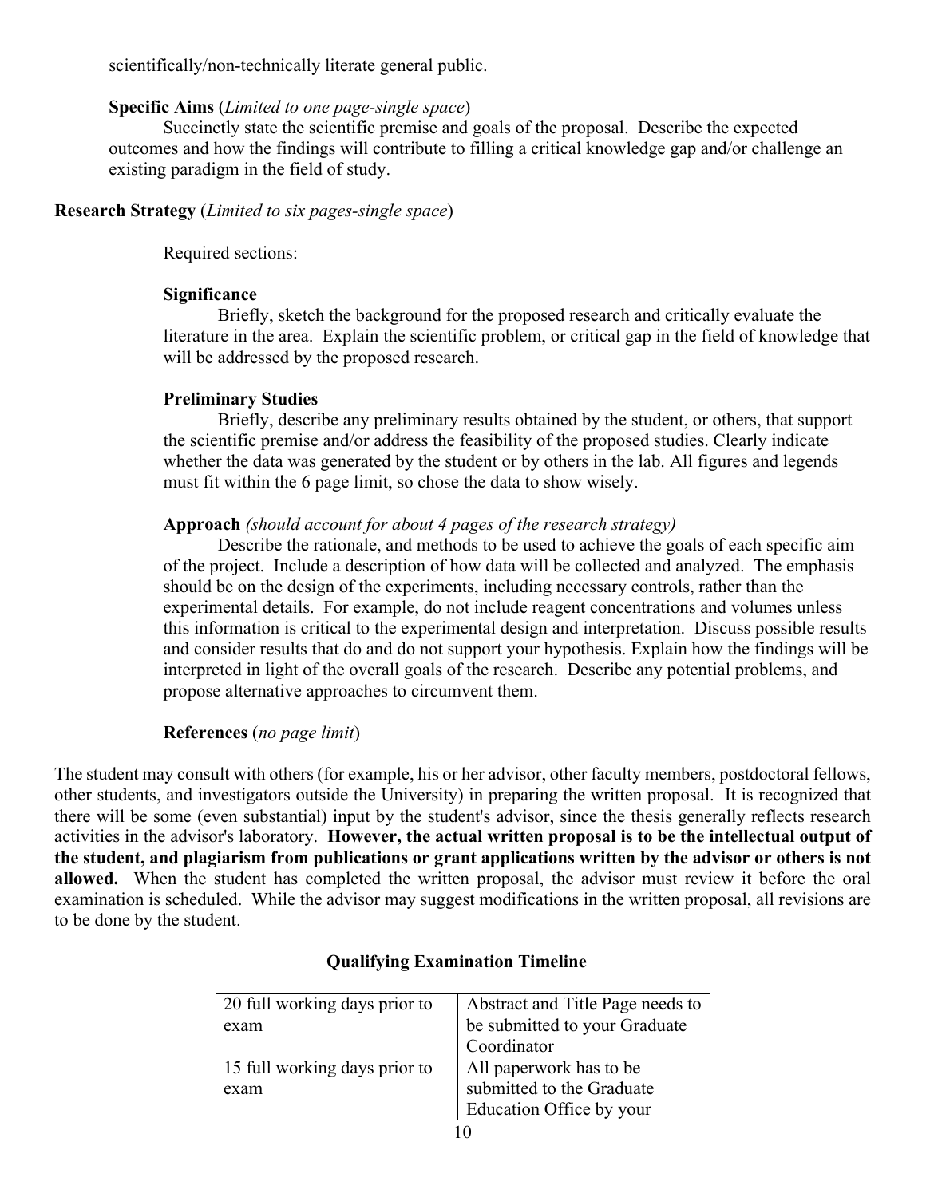scientifically/non-technically literate general public.

**Specific Aims** (*Limited to one page-single space*)

Succinctly state the scientific premise and goals of the proposal. Describe the expected outcomes and how the findings will contribute to filling a critical knowledge gap and/or challenge an existing paradigm in the field of study.

**Research Strategy** (*Limited to six pages-single space*)

Required sections:

**Significance**

Briefly, sketch the background for the proposed research and critically evaluate the literature in the area. Explain the scientific problem, or critical gap in the field of knowledge that will be addressed by the proposed research.

**Preliminary Studies**

Briefly, describe any preliminary results obtained by the student, or others, that support the scientific premise and/or address the feasibility of the proposed studies. Clearly indicate whether the data was generated by the student or by others in the lab. All figures and legends must fit within the 6 page limit, so chose the data to show wisely.

**Approach** *(should account for about 4 pages of the research strategy)*

Describe the rationale, and methods to be used to achieve the goals of each specific aim of the project. Include a description of how data will be collected and analyzed. The emphasis should be on the design of the experiments, including necessary controls, rather than the experimental details. For example, do not include reagent concentrations and volumes unless this information is critical to the experimental design and interpretation. Discuss possible results and consider results that do and do not support your hypothesis. Explain how the findings will be interpreted in light of the overall goals of the research. Describe any potential problems, and propose alternative approaches to circumvent them.

**References** (*no page limit*)

The student may consult with others (for example, his or her advisor, other faculty members, postdoctoral fellows, other students, and investigators outside the University) in preparing the written proposal. It is recognized that there will be some (even substantial) input by the student's advisor, since the thesis generally reflects research activities in the advisor's laboratory. **However, the actual written proposal is to be the intellectual output of the student, and plagiarism from publications or grant applications written by the advisor or others is not allowed.** When the student has completed the written proposal, the advisor must review it before the oral examination is scheduled. While the advisor may suggest modifications in the written proposal, all revisions are to be done by the student.

**Qualifying Examination Timeline**

| | |
|---|---|
| 20 full working days prior to exam | Abstract and Title Page needs to be submitted to your Graduate Coordinator |
| 15 full working days prior to exam | All paperwork has to be submitted to the Graduate Education Office by your |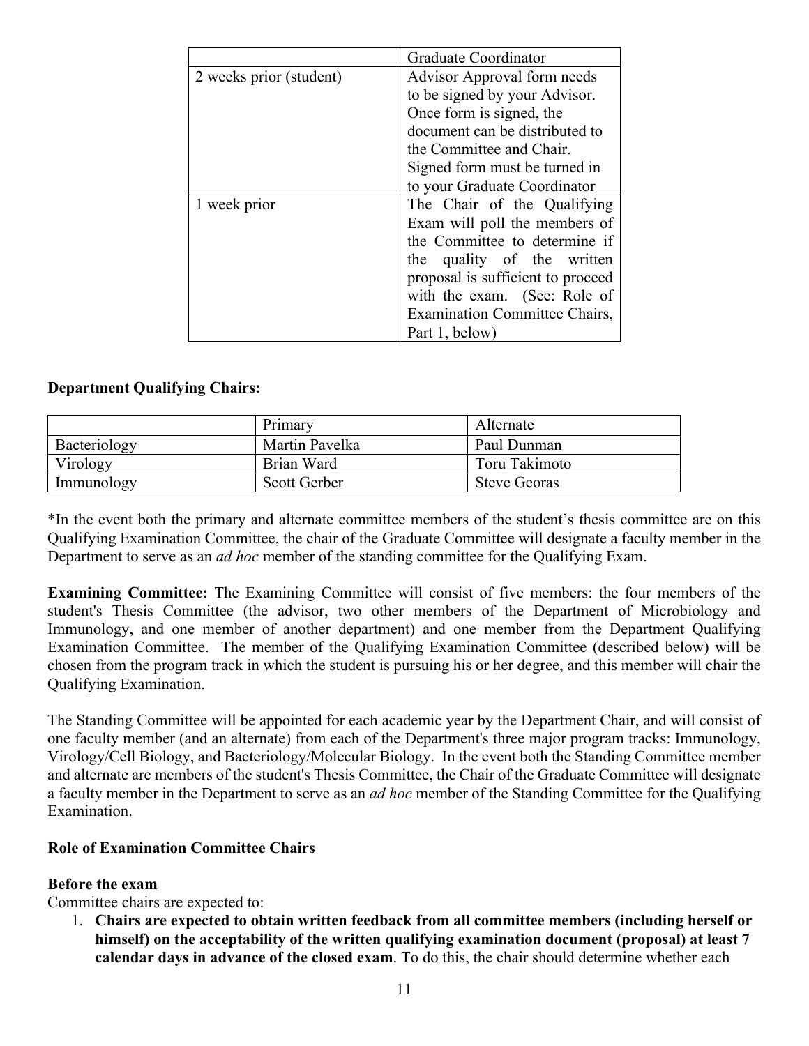|  | Graduate Coordinator |
|---|---|
| 2 weeks prior (student) | Advisor Approval form needs to be signed by your Advisor. Once form is signed, the document can be distributed to the Committee and Chair. Signed form must be turned in to your Graduate Coordinator |
| 1 week prior | The Chair of the Qualifying Exam will poll the members of the Committee to determine if the quality of the written proposal is sufficient to proceed with the exam. (See: Role of Examination Committee Chairs, Part 1, below) |

**Department Qualifying Chairs:**

|  | Primary | Alternate |
|---|---|---|
| Bacteriology | Martin Pavelka | Paul Dunman |
| Virology | Brian Ward | Toru Takimoto |
| Immunology | Scott Gerber | Steve Georas |

*In the event both the primary and alternate committee members of the student's thesis committee are on this Qualifying Examination Committee, the chair of the Graduate Committee will designate a faculty member in the Department to serve as an *ad hoc* member of the standing committee for the Qualifying Exam.

**Examining Committee:** The Examining Committee will consist of five members: the four members of the student's Thesis Committee (the advisor, two other members of the Department of Microbiology and Immunology, and one member of another department) and one member from the Department Qualifying Examination Committee. The member of the Qualifying Examination Committee (described below) will be chosen from the program track in which the student is pursuing his or her degree, and this member will chair the Qualifying Examination.

The Standing Committee will be appointed for each academic year by the Department Chair, and will consist of one faculty member (and an alternate) from each of the Department's three major program tracks: Immunology, Virology/Cell Biology, and Bacteriology/Molecular Biology. In the event both the Standing Committee member and alternate are members of the student's Thesis Committee, the Chair of the Graduate Committee will designate a faculty member in the Department to serve as an *ad hoc* member of the Standing Committee for the Qualifying Examination.

**Role of Examination Committee Chairs**

**Before the exam**

Committee chairs are expected to:

1. **Chairs are expected to obtain written feedback from all committee members (including herself or himself) on the acceptability of the written qualifying examination document (proposal) at least 7 calendar days in advance of the closed exam**. To do this, the chair should determine whether each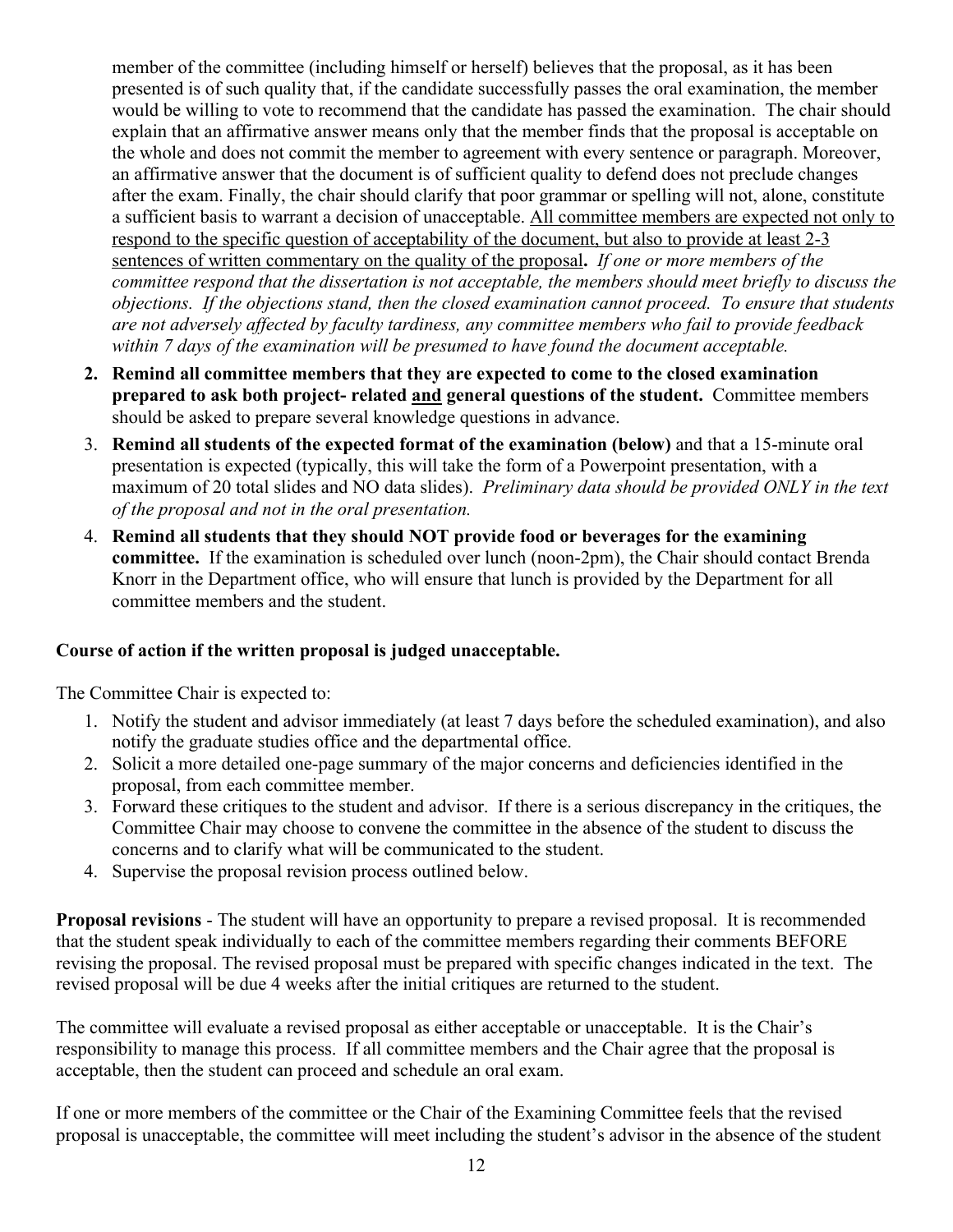member of the committee (including himself or herself) believes that the proposal, as it has been presented is of such quality that, if the candidate successfully passes the oral examination, the member would be willing to vote to recommend that the candidate has passed the examination. The chair should explain that an affirmative answer means only that the member finds that the proposal is acceptable on the whole and does not commit the member to agreement with every sentence or paragraph. Moreover, an affirmative answer that the document is of sufficient quality to defend does not preclude changes after the exam. Finally, the chair should clarify that poor grammar or spelling will not, alone, constitute a sufficient basis to warrant a decision of unacceptable. <u>All committee members are expected not only to respond to the specific question of acceptability of the document, but also to provide at least 2-3 sentences of written commentary on the quality of the proposal</u>**.** *If one or more members of the committee respond that the dissertation is not acceptable, the members should meet briefly to discuss the objections. If the objections stand, then the closed examination cannot proceed. To ensure that students are not adversely affected by faculty tardiness, any committee members who fail to provide feedback within 7 days of the examination will be presumed to have found the document acceptable.*

2. **Remind all committee members that they are expected to come to the closed examination prepared to ask both project- related <u>and</u> general questions of the student.** Committee members should be asked to prepare several knowledge questions in advance.
3. **Remind all students of the expected format of the examination (below)** and that a 15-minute oral presentation is expected (typically, this will take the form of a Powerpoint presentation, with a maximum of 20 total slides and NO data slides). *Preliminary data should be provided ONLY in the text of the proposal and not in the oral presentation.*
4. **Remind all students that they should NOT provide food or beverages for the examining committee.** If the examination is scheduled over lunch (noon-2pm), the Chair should contact Brenda Knorr in the Department office, who will ensure that lunch is provided by the Department for all committee members and the student.

**Course of action if the written proposal is judged unacceptable.**

The Committee Chair is expected to:

1. Notify the student and advisor immediately (at least 7 days before the scheduled examination), and also notify the graduate studies office and the departmental office.
2. Solicit a more detailed one-page summary of the major concerns and deficiencies identified in the proposal, from each committee member.
3. Forward these critiques to the student and advisor. If there is a serious discrepancy in the critiques, the Committee Chair may choose to convene the committee in the absence of the student to discuss the concerns and to clarify what will be communicated to the student.
4. Supervise the proposal revision process outlined below.

**Proposal revisions** - The student will have an opportunity to prepare a revised proposal. It is recommended that the student speak individually to each of the committee members regarding their comments BEFORE revising the proposal. The revised proposal must be prepared with specific changes indicated in the text. The revised proposal will be due 4 weeks after the initial critiques are returned to the student.

The committee will evaluate a revised proposal as either acceptable or unacceptable. It is the Chair's responsibility to manage this process. If all committee members and the Chair agree that the proposal is acceptable, then the student can proceed and schedule an oral exam.

If one or more members of the committee or the Chair of the Examining Committee feels that the revised proposal is unacceptable, the committee will meet including the student's advisor in the absence of the student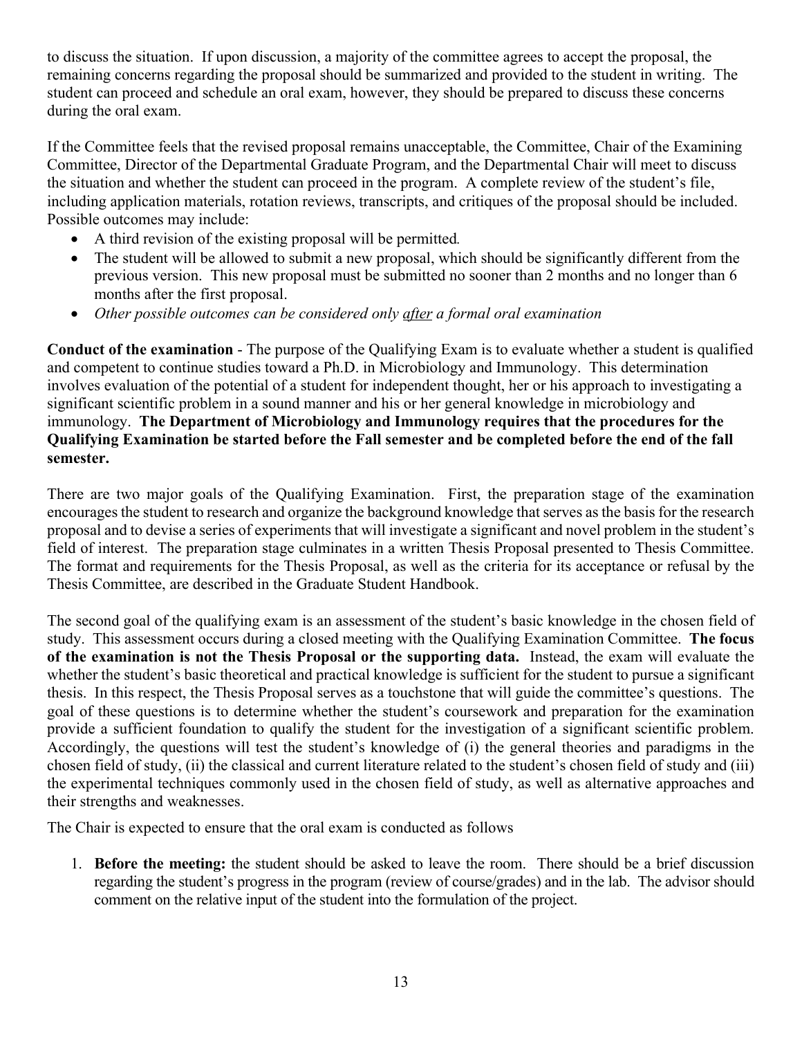to discuss the situation. If upon discussion, a majority of the committee agrees to accept the proposal, the remaining concerns regarding the proposal should be summarized and provided to the student in writing. The student can proceed and schedule an oral exam, however, they should be prepared to discuss these concerns during the oral exam.

If the Committee feels that the revised proposal remains unacceptable, the Committee, Chair of the Examining Committee, Director of the Departmental Graduate Program, and the Departmental Chair will meet to discuss the situation and whether the student can proceed in the program. A complete review of the student's file, including application materials, rotation reviews, transcripts, and critiques of the proposal should be included. Possible outcomes may include:

- A third revision of the existing proposal will be permitted.
- The student will be allowed to submit a new proposal, which should be significantly different from the previous version. This new proposal must be submitted no sooner than 2 months and no longer than 6 months after the first proposal.
- *Other possible outcomes can be considered only <u>after</u> a formal oral examination*

**Conduct of the examination** - The purpose of the Qualifying Exam is to evaluate whether a student is qualified and competent to continue studies toward a Ph.D. in Microbiology and Immunology. This determination involves evaluation of the potential of a student for independent thought, her or his approach to investigating a significant scientific problem in a sound manner and his or her general knowledge in microbiology and immunology. **The Department of Microbiology and Immunology requires that the procedures for the Qualifying Examination be started before the Fall semester and be completed before the end of the fall semester.**

There are two major goals of the Qualifying Examination. First, the preparation stage of the examination encourages the student to research and organize the background knowledge that serves as the basis for the research proposal and to devise a series of experiments that will investigate a significant and novel problem in the student's field of interest. The preparation stage culminates in a written Thesis Proposal presented to Thesis Committee. The format and requirements for the Thesis Proposal, as well as the criteria for its acceptance or refusal by the Thesis Committee, are described in the Graduate Student Handbook.

The second goal of the qualifying exam is an assessment of the student's basic knowledge in the chosen field of study. This assessment occurs during a closed meeting with the Qualifying Examination Committee. **The focus of the examination is not the Thesis Proposal or the supporting data.** Instead, the exam will evaluate the whether the student's basic theoretical and practical knowledge is sufficient for the student to pursue a significant thesis. In this respect, the Thesis Proposal serves as a touchstone that will guide the committee's questions. The goal of these questions is to determine whether the student's coursework and preparation for the examination provide a sufficient foundation to qualify the student for the investigation of a significant scientific problem. Accordingly, the questions will test the student's knowledge of (i) the general theories and paradigms in the chosen field of study, (ii) the classical and current literature related to the student's chosen field of study and (iii) the experimental techniques commonly used in the chosen field of study, as well as alternative approaches and their strengths and weaknesses.

The Chair is expected to ensure that the oral exam is conducted as follows

1. **Before the meeting:** the student should be asked to leave the room. There should be a brief discussion regarding the student's progress in the program (review of course/grades) and in the lab. The advisor should comment on the relative input of the student into the formulation of the project.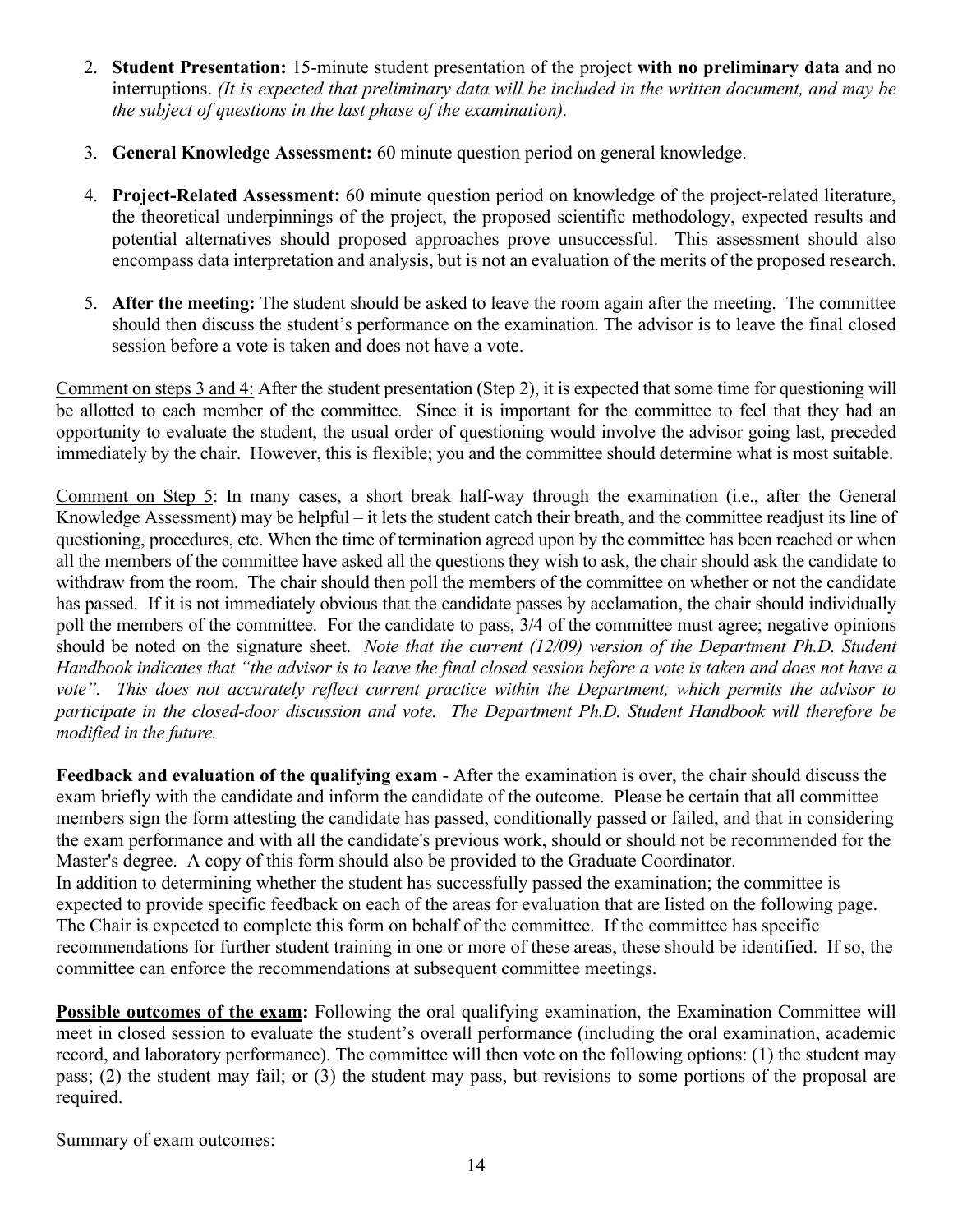2. **Student Presentation:** 15-minute student presentation of the project **with no preliminary data** and no interruptions. *(It is expected that preliminary data will be included in the written document, and may be the subject of questions in the last phase of the examination).*

3. **General Knowledge Assessment:** 60 minute question period on general knowledge.

4. **Project-Related Assessment:** 60 minute question period on knowledge of the project-related literature, the theoretical underpinnings of the project, the proposed scientific methodology, expected results and potential alternatives should proposed approaches prove unsuccessful. This assessment should also encompass data interpretation and analysis, but is not an evaluation of the merits of the proposed research.

5. **After the meeting:** The student should be asked to leave the room again after the meeting. The committee should then discuss the student's performance on the examination. The advisor is to leave the final closed session before a vote is taken and does not have a vote.

<u>Comment on steps 3 and 4:</u> After the student presentation (Step 2), it is expected that some time for questioning will be allotted to each member of the committee. Since it is important for the committee to feel that they had an opportunity to evaluate the student, the usual order of questioning would involve the advisor going last, preceded immediately by the chair. However, this is flexible; you and the committee should determine what is most suitable.

<u>Comment on Step 5</u>: In many cases, a short break half-way through the examination (i.e., after the General Knowledge Assessment) may be helpful – it lets the student catch their breath, and the committee readjust its line of questioning, procedures, etc. When the time of termination agreed upon by the committee has been reached or when all the members of the committee have asked all the questions they wish to ask, the chair should ask the candidate to withdraw from the room. The chair should then poll the members of the committee on whether or not the candidate has passed. If it is not immediately obvious that the candidate passes by acclamation, the chair should individually poll the members of the committee. For the candidate to pass, 3/4 of the committee must agree; negative opinions should be noted on the signature sheet. *Note that the current (12/09) version of the Department Ph.D. Student Handbook indicates that "the advisor is to leave the final closed session before a vote is taken and does not have a vote". This does not accurately reflect current practice within the Department, which permits the advisor to participate in the closed-door discussion and vote. The Department Ph.D. Student Handbook will therefore be modified in the future.*

**Feedback and evaluation of the qualifying exam** - After the examination is over, the chair should discuss the exam briefly with the candidate and inform the candidate of the outcome. Please be certain that all committee members sign the form attesting the candidate has passed, conditionally passed or failed, and that in considering the exam performance and with all the candidate's previous work, should or should not be recommended for the Master's degree. A copy of this form should also be provided to the Graduate Coordinator.
In addition to determining whether the student has successfully passed the examination; the committee is expected to provide specific feedback on each of the areas for evaluation that are listed on the following page. The Chair is expected to complete this form on behalf of the committee. If the committee has specific recommendations for further student training in one or more of these areas, these should be identified. If so, the committee can enforce the recommendations at subsequent committee meetings.

**<u>Possible outcomes of the exam</u>:** Following the oral qualifying examination, the Examination Committee will meet in closed session to evaluate the student's overall performance (including the oral examination, academic record, and laboratory performance). The committee will then vote on the following options: (1) the student may pass; (2) the student may fail; or (3) the student may pass, but revisions to some portions of the proposal are required.

Summary of exam outcomes: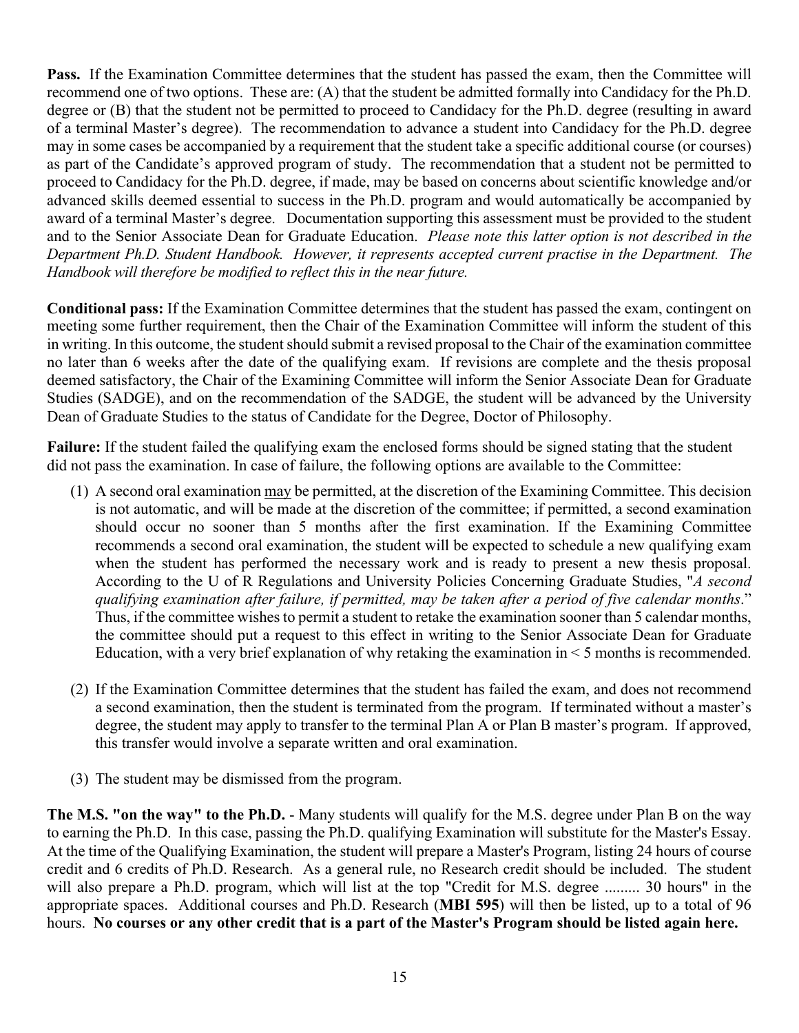**Pass.** If the Examination Committee determines that the student has passed the exam, then the Committee will recommend one of two options. These are: (A) that the student be admitted formally into Candidacy for the Ph.D. degree or (B) that the student not be permitted to proceed to Candidacy for the Ph.D. degree (resulting in award of a terminal Master's degree). The recommendation to advance a student into Candidacy for the Ph.D. degree may in some cases be accompanied by a requirement that the student take a specific additional course (or courses) as part of the Candidate's approved program of study. The recommendation that a student not be permitted to proceed to Candidacy for the Ph.D. degree, if made, may be based on concerns about scientific knowledge and/or advanced skills deemed essential to success in the Ph.D. program and would automatically be accompanied by award of a terminal Master's degree. Documentation supporting this assessment must be provided to the student and to the Senior Associate Dean for Graduate Education. *Please note this latter option is not described in the Department Ph.D. Student Handbook. However, it represents accepted current practise in the Department. The Handbook will therefore be modified to reflect this in the near future.*

**Conditional pass:** If the Examination Committee determines that the student has passed the exam, contingent on meeting some further requirement, then the Chair of the Examination Committee will inform the student of this in writing. In this outcome, the student should submit a revised proposal to the Chair of the examination committee no later than 6 weeks after the date of the qualifying exam. If revisions are complete and the thesis proposal deemed satisfactory, the Chair of the Examining Committee will inform the Senior Associate Dean for Graduate Studies (SADGE), and on the recommendation of the SADGE, the student will be advanced by the University Dean of Graduate Studies to the status of Candidate for the Degree, Doctor of Philosophy.

**Failure:** If the student failed the qualifying exam the enclosed forms should be signed stating that the student did not pass the examination. In case of failure, the following options are available to the Committee:

(1) A second oral examination <u>may</u> be permitted, at the discretion of the Examining Committee. This decision is not automatic, and will be made at the discretion of the committee; if permitted, a second examination should occur no sooner than 5 months after the first examination. If the Examining Committee recommends a second oral examination, the student will be expected to schedule a new qualifying exam when the student has performed the necessary work and is ready to present a new thesis proposal. According to the U of R Regulations and University Policies Concerning Graduate Studies, "*A second qualifying examination after failure, if permitted, may be taken after a period of five calendar months*." Thus, if the committee wishes to permit a student to retake the examination sooner than 5 calendar months, the committee should put a request to this effect in writing to the Senior Associate Dean for Graduate Education, with a very brief explanation of why retaking the examination in < 5 months is recommended.

(2) If the Examination Committee determines that the student has failed the exam, and does not recommend a second examination, then the student is terminated from the program. If terminated without a master's degree, the student may apply to transfer to the terminal Plan A or Plan B master's program. If approved, this transfer would involve a separate written and oral examination.

(3) The student may be dismissed from the program.

**The M.S. "on the way" to the Ph.D.** - Many students will qualify for the M.S. degree under Plan B on the way to earning the Ph.D. In this case, passing the Ph.D. qualifying Examination will substitute for the Master's Essay. At the time of the Qualifying Examination, the student will prepare a Master's Program, listing 24 hours of course credit and 6 credits of Ph.D. Research. As a general rule, no Research credit should be included. The student will also prepare a Ph.D. program, which will list at the top "Credit for M.S. degree ......... 30 hours" in the appropriate spaces. Additional courses and Ph.D. Research (**MBI 595**) will then be listed, up to a total of 96 hours. **No courses or any other credit that is a part of the Master's Program should be listed again here.**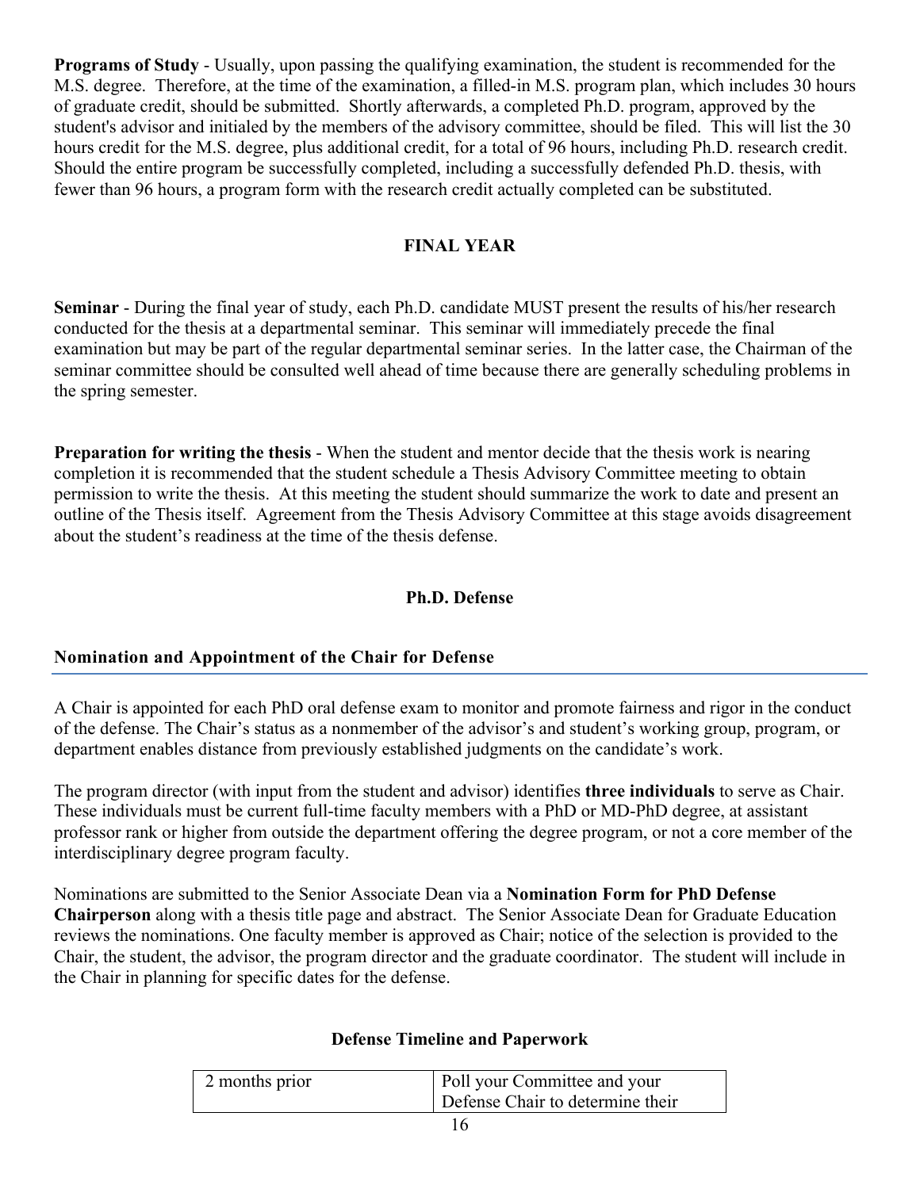**Programs of Study** - Usually, upon passing the qualifying examination, the student is recommended for the M.S. degree. Therefore, at the time of the examination, a filled-in M.S. program plan, which includes 30 hours of graduate credit, should be submitted. Shortly afterwards, a completed Ph.D. program, approved by the student's advisor and initialed by the members of the advisory committee, should be filed. This will list the 30 hours credit for the M.S. degree, plus additional credit, for a total of 96 hours, including Ph.D. research credit. Should the entire program be successfully completed, including a successfully defended Ph.D. thesis, with fewer than 96 hours, a program form with the research credit actually completed can be substituted.

## FINAL YEAR

**Seminar** - During the final year of study, each Ph.D. candidate MUST present the results of his/her research conducted for the thesis at a departmental seminar. This seminar will immediately precede the final examination but may be part of the regular departmental seminar series. In the latter case, the Chairman of the seminar committee should be consulted well ahead of time because there are generally scheduling problems in the spring semester.

**Preparation for writing the thesis** - When the student and mentor decide that the thesis work is nearing completion it is recommended that the student schedule a Thesis Advisory Committee meeting to obtain permission to write the thesis. At this meeting the student should summarize the work to date and present an outline of the Thesis itself. Agreement from the Thesis Advisory Committee at this stage avoids disagreement about the student's readiness at the time of the thesis defense.

## Ph.D. Defense

### Nomination and Appointment of the Chair for Defense

A Chair is appointed for each PhD oral defense exam to monitor and promote fairness and rigor in the conduct of the defense. The Chair's status as a nonmember of the advisor's and student's working group, program, or department enables distance from previously established judgments on the candidate's work.

The program director (with input from the student and advisor) identifies **three individuals** to serve as Chair. These individuals must be current full-time faculty members with a PhD or MD-PhD degree, at assistant professor rank or higher from outside the department offering the degree program, or not a core member of the interdisciplinary degree program faculty.

Nominations are submitted to the Senior Associate Dean via a **Nomination Form for PhD Defense Chairperson** along with a thesis title page and abstract. The Senior Associate Dean for Graduate Education reviews the nominations. One faculty member is approved as Chair; notice of the selection is provided to the Chair, the student, the advisor, the program director and the graduate coordinator. The student will include in the Chair in planning for specific dates for the defense.

### Defense Timeline and Paperwork

| | |
|---|---|
| 2 months prior | Poll your Committee and your Defense Chair to determine their |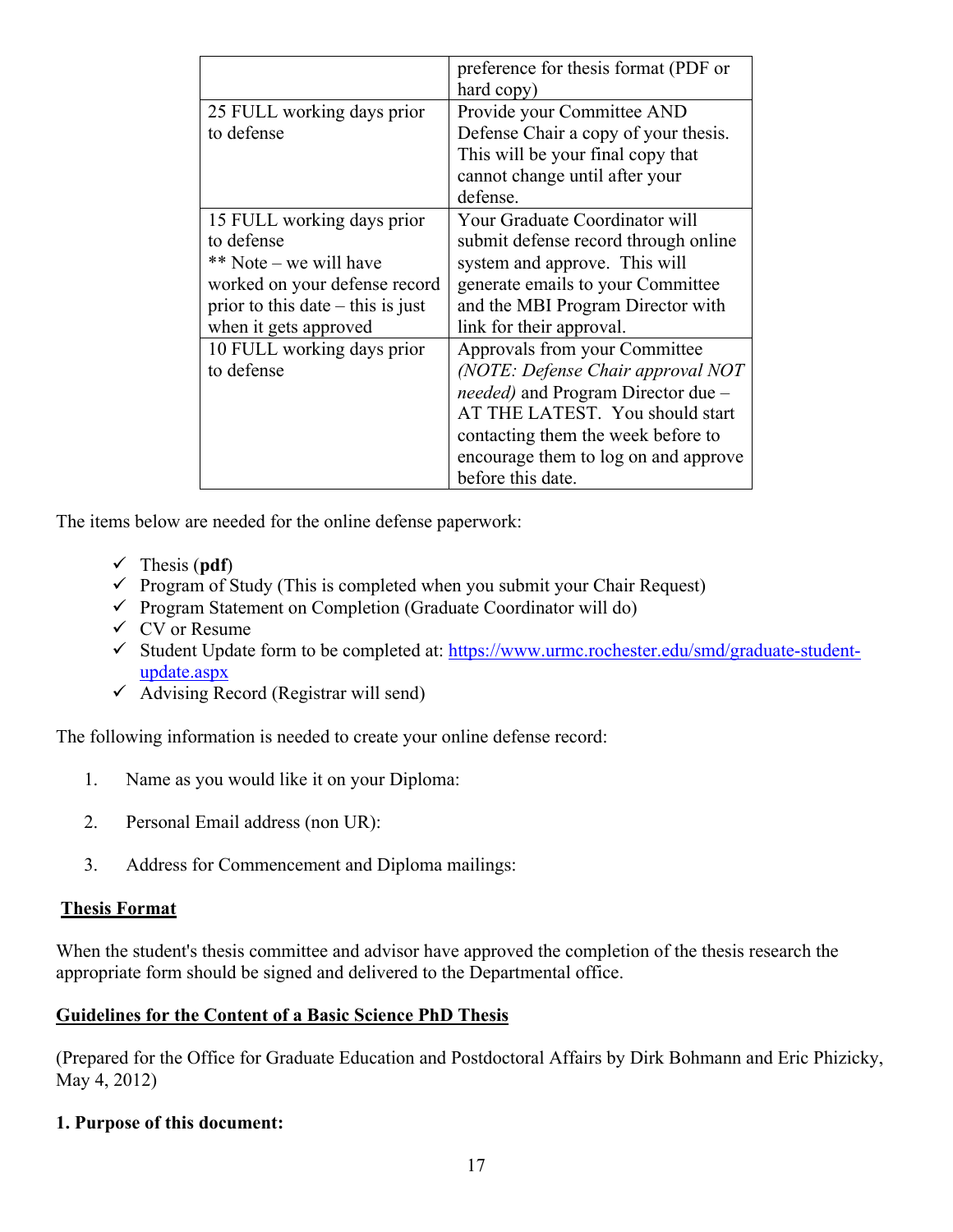| | |
|---|---|
| | preference for thesis format (PDF or hard copy) |
| 25 FULL working days prior to defense | Provide your Committee AND Defense Chair a copy of your thesis. This will be your final copy that cannot change until after your defense. |
| 15 FULL working days prior to defense<br>** Note – we will have worked on your defense record prior to this date – this is just when it gets approved | Your Graduate Coordinator will submit defense record through online system and approve. This will generate emails to your Committee and the MBI Program Director with link for their approval. |
| 10 FULL working days prior to defense | Approvals from your Committee *(NOTE: Defense Chair approval NOT needed)* and Program Director due – AT THE LATEST. You should start contacting them the week before to encourage them to log on and approve before this date. |

The items below are needed for the online defense paperwork:

- ✓ Thesis (**pdf**)
- ✓ Program of Study (This is completed when you submit your Chair Request)
- ✓ Program Statement on Completion (Graduate Coordinator will do)
- ✓ CV or Resume
- ✓ Student Update form to be completed at: [https://www.urmc.rochester.edu/smd/graduate-student-update.aspx](https://www.urmc.rochester.edu/smd/graduate-student-update.aspx)
- ✓ Advising Record (Registrar will send)

The following information is needed to create your online defense record:

1. Name as you would like it on your Diploma:

2. Personal Email address (non UR):

3. Address for Commencement and Diploma mailings:

**Thesis Format**

When the student's thesis committee and advisor have approved the completion of the thesis research the appropriate form should be signed and delivered to the Departmental office.

**Guidelines for the Content of a Basic Science PhD Thesis**

(Prepared for the Office for Graduate Education and Postdoctoral Affairs by Dirk Bohmann and Eric Phizicky, May 4, 2012)

**1. Purpose of this document:**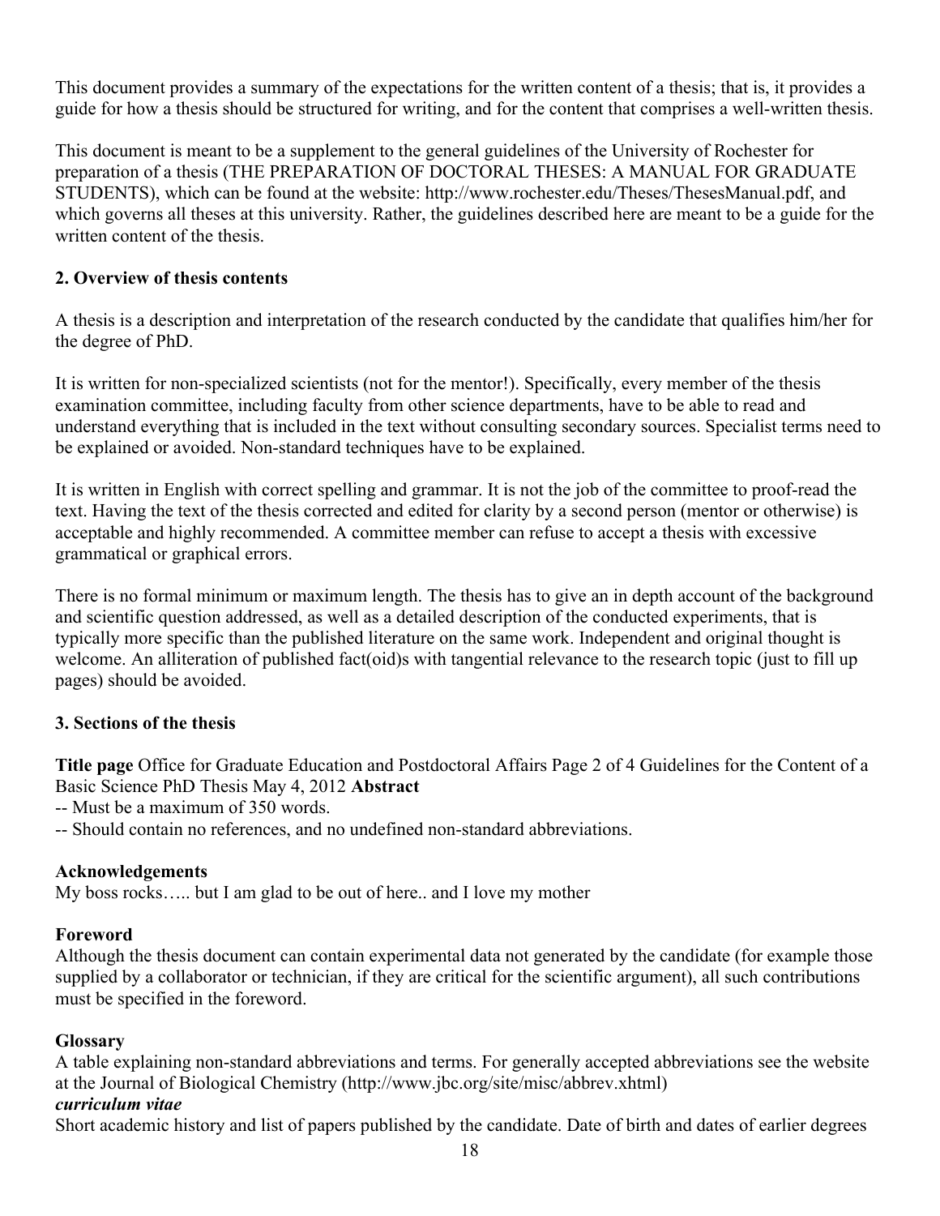This document provides a summary of the expectations for the written content of a thesis; that is, it provides a guide for how a thesis should be structured for writing, and for the content that comprises a well-written thesis.

This document is meant to be a supplement to the general guidelines of the University of Rochester for preparation of a thesis (THE PREPARATION OF DOCTORAL THESES: A MANUAL FOR GRADUATE STUDENTS), which can be found at the website: http://www.rochester.edu/Theses/ThesesManual.pdf, and which governs all theses at this university. Rather, the guidelines described here are meant to be a guide for the written content of the thesis.

## 2. Overview of thesis contents

A thesis is a description and interpretation of the research conducted by the candidate that qualifies him/her for the degree of PhD.

It is written for non-specialized scientists (not for the mentor!). Specifically, every member of the thesis examination committee, including faculty from other science departments, have to be able to read and understand everything that is included in the text without consulting secondary sources. Specialist terms need to be explained or avoided. Non-standard techniques have to be explained.

It is written in English with correct spelling and grammar. It is not the job of the committee to proof-read the text. Having the text of the thesis corrected and edited for clarity by a second person (mentor or otherwise) is acceptable and highly recommended. A committee member can refuse to accept a thesis with excessive grammatical or graphical errors.

There is no formal minimum or maximum length. The thesis has to give an in depth account of the background and scientific question addressed, as well as a detailed description of the conducted experiments, that is typically more specific than the published literature on the same work. Independent and original thought is welcome. An alliteration of published fact(oid)s with tangential relevance to the research topic (just to fill up pages) should be avoided.

## 3. Sections of the thesis

**Title page** Office for Graduate Education and Postdoctoral Affairs Page 2 of 4 Guidelines for the Content of a Basic Science PhD Thesis May 4, 2012 **Abstract**

-- Must be a maximum of 350 words.

-- Should contain no references, and no undefined non-standard abbreviations.

**Acknowledgements**

My boss rocks….. but I am glad to be out of here.. and I love my mother

**Foreword**

Although the thesis document can contain experimental data not generated by the candidate (for example those supplied by a collaborator or technician, if they are critical for the scientific argument), all such contributions must be specified in the foreword.

**Glossary**

A table explaining non-standard abbreviations and terms. For generally accepted abbreviations see the website at the Journal of Biological Chemistry (http://www.jbc.org/site/misc/abbrev.xhtml)

***curriculum vitae***

Short academic history and list of papers published by the candidate. Date of birth and dates of earlier degrees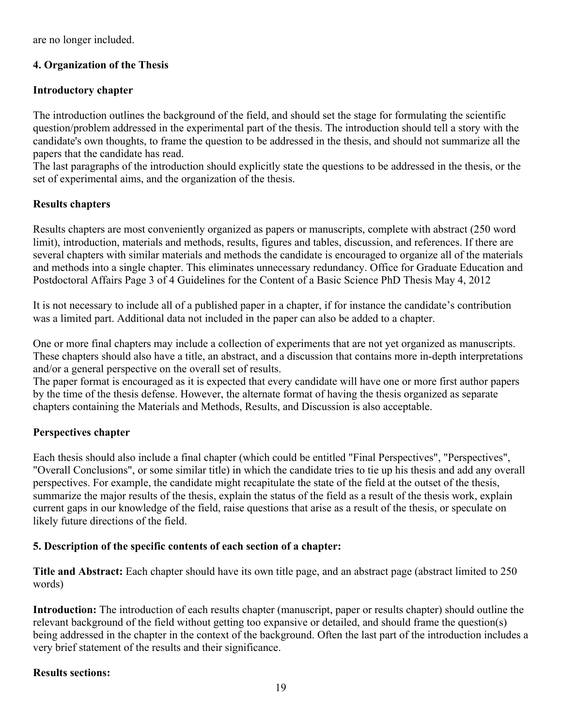are no longer included.

### 4. Organization of the Thesis

**Introductory chapter**

The introduction outlines the background of the field, and should set the stage for formulating the scientific question/problem addressed in the experimental part of the thesis. The introduction should tell a story with the candidate's own thoughts, to frame the question to be addressed in the thesis, and should not summarize all the papers that the candidate has read.
The last paragraphs of the introduction should explicitly state the questions to be addressed in the thesis, or the set of experimental aims, and the organization of the thesis.

**Results chapters**

Results chapters are most conveniently organized as papers or manuscripts, complete with abstract (250 word limit), introduction, materials and methods, results, figures and tables, discussion, and references. If there are several chapters with similar materials and methods the candidate is encouraged to organize all of the materials and methods into a single chapter. This eliminates unnecessary redundancy. Office for Graduate Education and Postdoctoral Affairs Page 3 of 4 Guidelines for the Content of a Basic Science PhD Thesis May 4, 2012

It is not necessary to include all of a published paper in a chapter, if for instance the candidate's contribution was a limited part. Additional data not included in the paper can also be added to a chapter.

One or more final chapters may include a collection of experiments that are not yet organized as manuscripts. These chapters should also have a title, an abstract, and a discussion that contains more in-depth interpretations and/or a general perspective on the overall set of results.
The paper format is encouraged as it is expected that every candidate will have one or more first author papers by the time of the thesis defense. However, the alternate format of having the thesis organized as separate chapters containing the Materials and Methods, Results, and Discussion is also acceptable.

**Perspectives chapter**

Each thesis should also include a final chapter (which could be entitled "Final Perspectives", "Perspectives", "Overall Conclusions", or some similar title) in which the candidate tries to tie up his thesis and add any overall perspectives. For example, the candidate might recapitulate the state of the field at the outset of the thesis, summarize the major results of the thesis, explain the status of the field as a result of the thesis work, explain current gaps in our knowledge of the field, raise questions that arise as a result of the thesis, or speculate on likely future directions of the field.

### 5. Description of the specific contents of each section of a chapter:

**Title and Abstract:** Each chapter should have its own title page, and an abstract page (abstract limited to 250 words)

**Introduction:** The introduction of each results chapter (manuscript, paper or results chapter) should outline the relevant background of the field without getting too expansive or detailed, and should frame the question(s) being addressed in the chapter in the context of the background. Often the last part of the introduction includes a very brief statement of the results and their significance.

**Results sections:**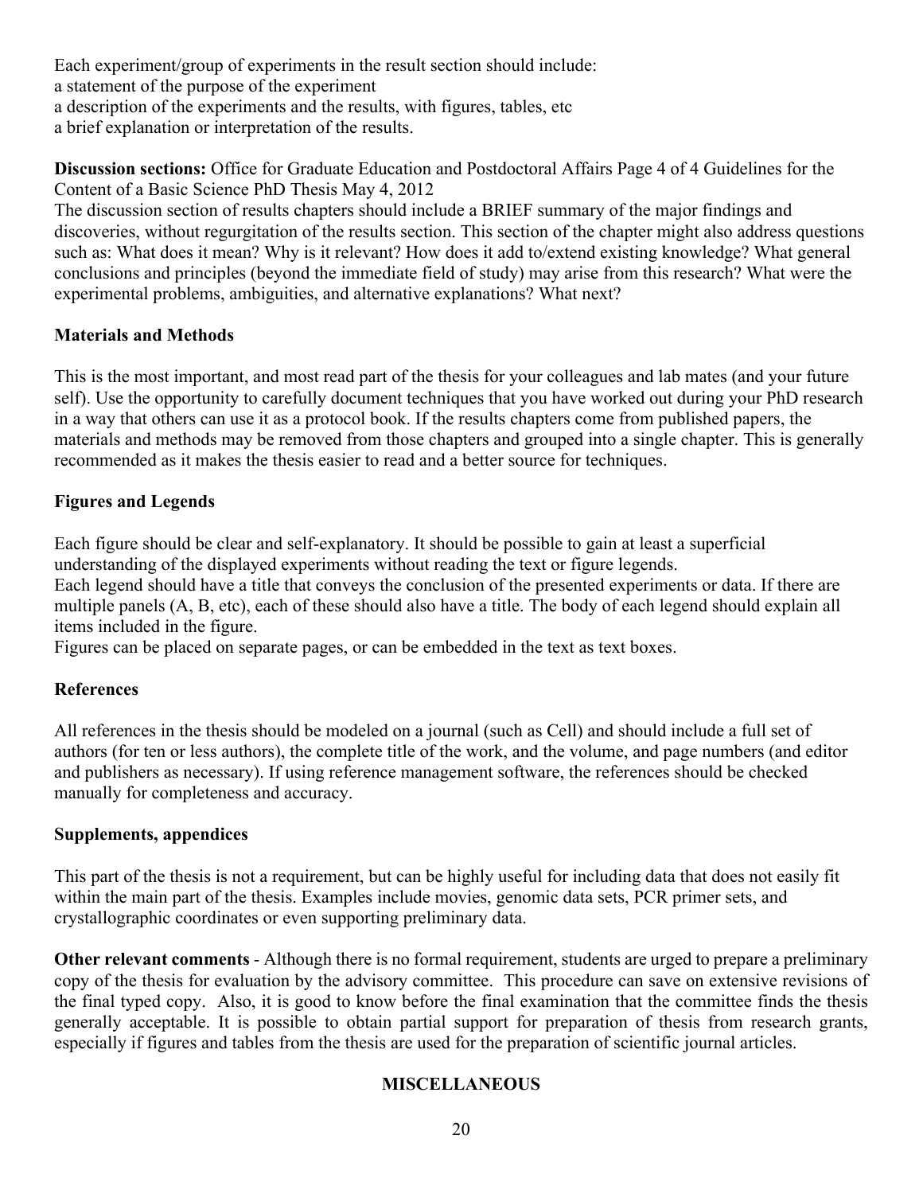Each experiment/group of experiments in the result section should include:
a statement of the purpose of the experiment
a description of the experiments and the results, with figures, tables, etc
a brief explanation or interpretation of the results.

**Discussion sections:** Office for Graduate Education and Postdoctoral Affairs Page 4 of 4 Guidelines for the Content of a Basic Science PhD Thesis May 4, 2012
The discussion section of results chapters should include a BRIEF summary of the major findings and discoveries, without regurgitation of the results section. This section of the chapter might also address questions such as: What does it mean? Why is it relevant? How does it add to/extend existing knowledge? What general conclusions and principles (beyond the immediate field of study) may arise from this research? What were the experimental problems, ambiguities, and alternative explanations? What next?

**Materials and Methods**

This is the most important, and most read part of the thesis for your colleagues and lab mates (and your future self). Use the opportunity to carefully document techniques that you have worked out during your PhD research in a way that others can use it as a protocol book. If the results chapters come from published papers, the materials and methods may be removed from those chapters and grouped into a single chapter. This is generally recommended as it makes the thesis easier to read and a better source for techniques.

**Figures and Legends**

Each figure should be clear and self-explanatory. It should be possible to gain at least a superficial understanding of the displayed experiments without reading the text or figure legends.
Each legend should have a title that conveys the conclusion of the presented experiments or data. If there are multiple panels (A, B, etc), each of these should also have a title. The body of each legend should explain all items included in the figure.
Figures can be placed on separate pages, or can be embedded in the text as text boxes.

**References**

All references in the thesis should be modeled on a journal (such as Cell) and should include a full set of authors (for ten or less authors), the complete title of the work, and the volume, and page numbers (and editor and publishers as necessary). If using reference management software, the references should be checked manually for completeness and accuracy.

**Supplements, appendices**

This part of the thesis is not a requirement, but can be highly useful for including data that does not easily fit within the main part of the thesis. Examples include movies, genomic data sets, PCR primer sets, and crystallographic coordinates or even supporting preliminary data.

**Other relevant comments** - Although there is no formal requirement, students are urged to prepare a preliminary copy of the thesis for evaluation by the advisory committee. This procedure can save on extensive revisions of the final typed copy. Also, it is good to know before the final examination that the committee finds the thesis generally acceptable. It is possible to obtain partial support for preparation of thesis from research grants, especially if figures and tables from the thesis are used for the preparation of scientific journal articles.

**MISCELLANEOUS**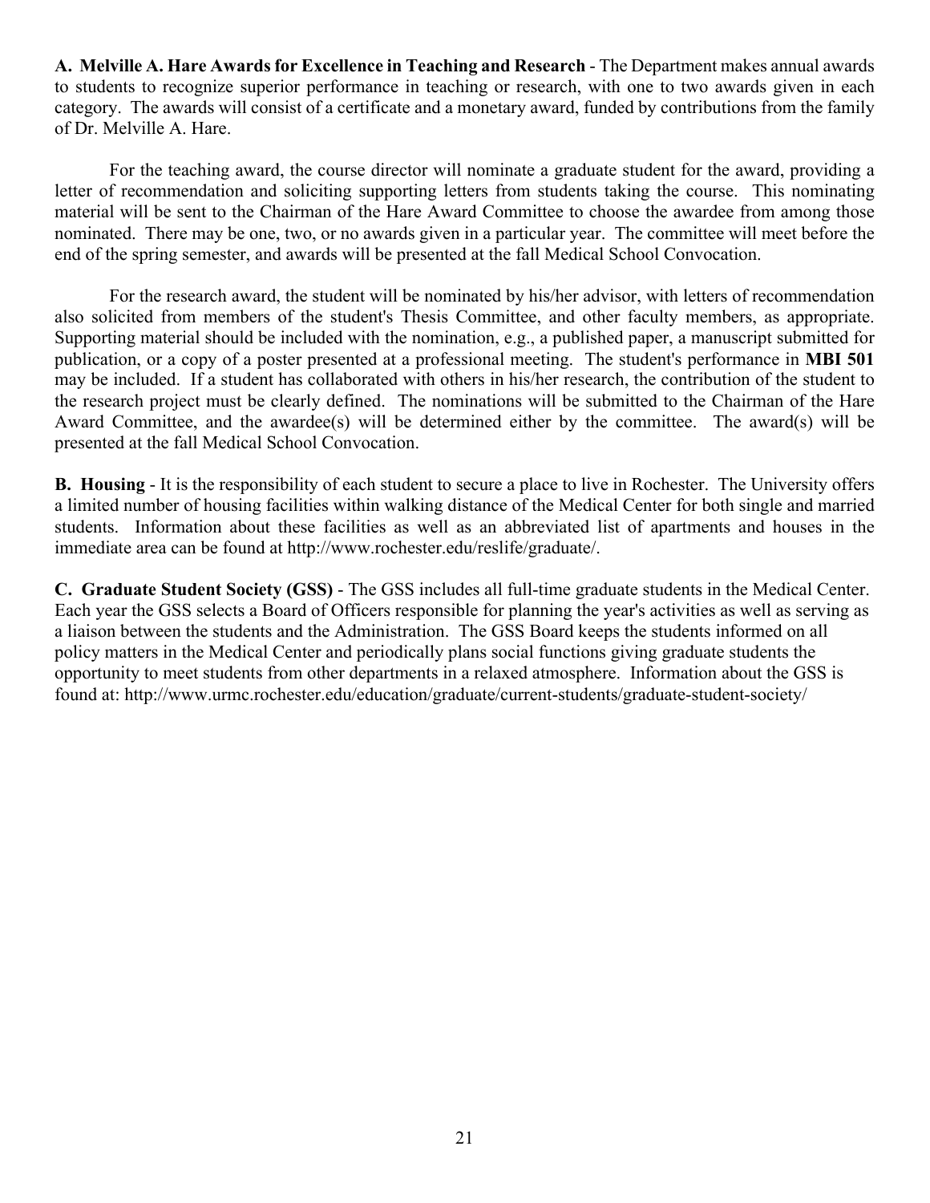**A. Melville A. Hare Awards for Excellence in Teaching and Research** - The Department makes annual awards to students to recognize superior performance in teaching or research, with one to two awards given in each category. The awards will consist of a certificate and a monetary award, funded by contributions from the family of Dr. Melville A. Hare.

For the teaching award, the course director will nominate a graduate student for the award, providing a letter of recommendation and soliciting supporting letters from students taking the course. This nominating material will be sent to the Chairman of the Hare Award Committee to choose the awardee from among those nominated. There may be one, two, or no awards given in a particular year. The committee will meet before the end of the spring semester, and awards will be presented at the fall Medical School Convocation.

For the research award, the student will be nominated by his/her advisor, with letters of recommendation also solicited from members of the student's Thesis Committee, and other faculty members, as appropriate. Supporting material should be included with the nomination, e.g., a published paper, a manuscript submitted for publication, or a copy of a poster presented at a professional meeting. The student's performance in **MBI 501** may be included. If a student has collaborated with others in his/her research, the contribution of the student to the research project must be clearly defined. The nominations will be submitted to the Chairman of the Hare Award Committee, and the awardee(s) will be determined either by the committee. The award(s) will be presented at the fall Medical School Convocation.

**B. Housing** - It is the responsibility of each student to secure a place to live in Rochester. The University offers a limited number of housing facilities within walking distance of the Medical Center for both single and married students. Information about these facilities as well as an abbreviated list of apartments and houses in the immediate area can be found at http://www.rochester.edu/reslife/graduate/.

**C. Graduate Student Society (GSS)** - The GSS includes all full-time graduate students in the Medical Center. Each year the GSS selects a Board of Officers responsible for planning the year's activities as well as serving as a liaison between the students and the Administration. The GSS Board keeps the students informed on all policy matters in the Medical Center and periodically plans social functions giving graduate students the opportunity to meet students from other departments in a relaxed atmosphere. Information about the GSS is found at: http://www.urmc.rochester.edu/education/graduate/current-students/graduate-student-society/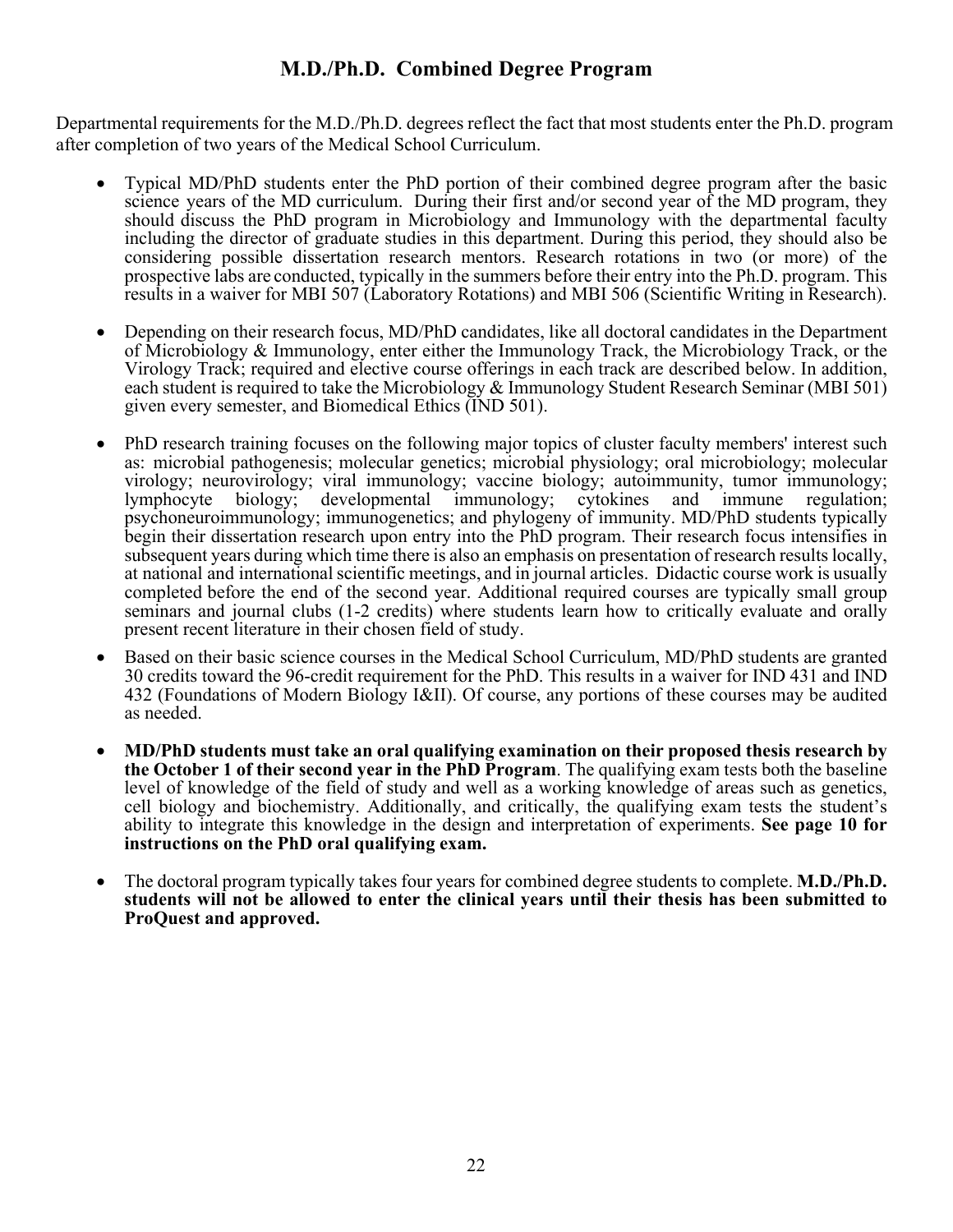# M.D./Ph.D. Combined Degree Program

Departmental requirements for the M.D./Ph.D. degrees reflect the fact that most students enter the Ph.D. program after completion of two years of the Medical School Curriculum.

- Typical MD/PhD students enter the PhD portion of their combined degree program after the basic science years of the MD curriculum. During their first and/or second year of the MD program, they should discuss the PhD program in Microbiology and Immunology with the departmental faculty including the director of graduate studies in this department. During this period, they should also be considering possible dissertation research mentors. Research rotations in two (or more) of the prospective labs are conducted, typically in the summers before their entry into the Ph.D. program. This results in a waiver for MBI 507 (Laboratory Rotations) and MBI 506 (Scientific Writing in Research).

- Depending on their research focus, MD/PhD candidates, like all doctoral candidates in the Department of Microbiology & Immunology, enter either the Immunology Track, the Microbiology Track, or the Virology Track; required and elective course offerings in each track are described below. In addition, each student is required to take the Microbiology & Immunology Student Research Seminar (MBI 501) given every semester, and Biomedical Ethics (IND 501).

- PhD research training focuses on the following major topics of cluster faculty members' interest such as: microbial pathogenesis; molecular genetics; microbial physiology; oral microbiology; molecular virology; neurovirology; viral immunology; vaccine biology; autoimmunity, tumor immunology; lymphocyte biology; developmental immunology; cytokines and immune regulation; psychoneuroimmunology; immunogenetics; and phylogeny of immunity. MD/PhD students typically begin their dissertation research upon entry into the PhD program. Their research focus intensifies in subsequent years during which time there is also an emphasis on presentation of research results locally, at national and international scientific meetings, and in journal articles. Didactic course work is usually completed before the end of the second year. Additional required courses are typically small group seminars and journal clubs (1-2 credits) where students learn how to critically evaluate and orally present recent literature in their chosen field of study.

- Based on their basic science courses in the Medical School Curriculum, MD/PhD students are granted 30 credits toward the 96-credit requirement for the PhD. This results in a waiver for IND 431 and IND 432 (Foundations of Modern Biology I&II). Of course, any portions of these courses may be audited as needed.

- **MD/PhD students must take an oral qualifying examination on their proposed thesis research by the October 1 of their second year in the PhD Program**. The qualifying exam tests both the baseline level of knowledge of the field of study and well as a working knowledge of areas such as genetics, cell biology and biochemistry. Additionally, and critically, the qualifying exam tests the student's ability to integrate this knowledge in the design and interpretation of experiments. **See page 10 for instructions on the PhD oral qualifying exam.**

- The doctoral program typically takes four years for combined degree students to complete. **M.D./Ph.D. students will not be allowed to enter the clinical years until their thesis has been submitted to ProQuest and approved.**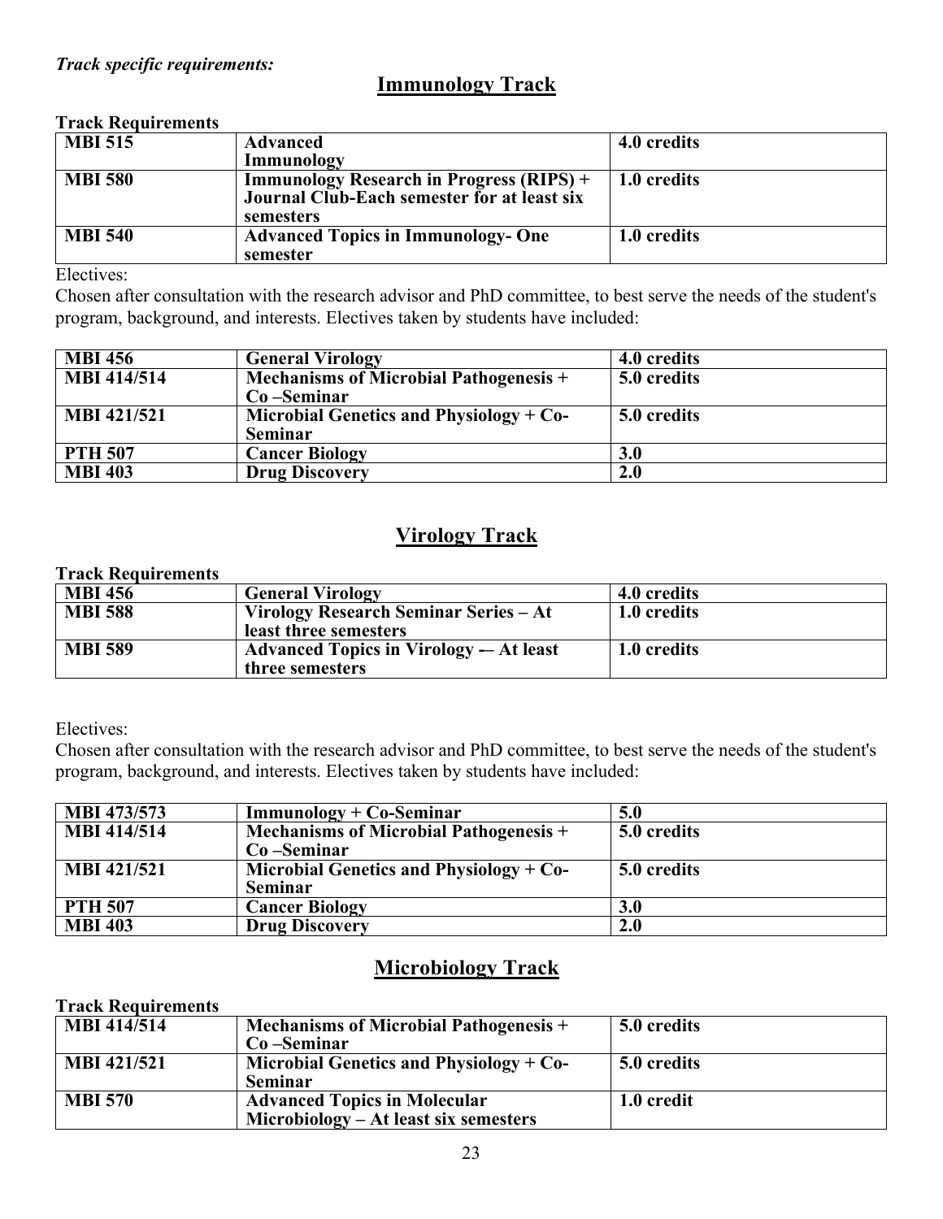***Track specific requirements:***

## Immunology Track

**Track Requirements**

| | | |
|---|---|---|
| **MBI 515** | **Advanced Immunology** | **4.0 credits** |
| **MBI 580** | **Immunology Research in Progress (RIPS) + Journal Club-Each semester for at least six semesters** | **1.0 credits** |
| **MBI 540** | **Advanced Topics in Immunology- One semester** | **1.0 credits** |

Electives:

Chosen after consultation with the research advisor and PhD committee, to best serve the needs of the student's program, background, and interests. Electives taken by students have included:

| | | |
|---|---|---|
| **MBI 456** | **General Virology** | **4.0 credits** |
| **MBI 414/514** | **Mechanisms of Microbial Pathogenesis + Co –Seminar** | **5.0 credits** |
| **MBI 421/521** | **Microbial Genetics and Physiology + Co-Seminar** | **5.0 credits** |
| **PTH 507** | **Cancer Biology** | **3.0** |
| **MBI 403** | **Drug Discovery** | **2.0** |

## Virology Track

**Track Requirements**

| | | |
|---|---|---|
| **MBI 456** | **General Virology** | **4.0 credits** |
| **MBI 588** | **Virology Research Seminar Series – At least three semesters** | **1.0 credits** |
| **MBI 589** | **Advanced Topics in Virology -– At least three semesters** | **1.0 credits** |

Electives:

Chosen after consultation with the research advisor and PhD committee, to best serve the needs of the student's program, background, and interests. Electives taken by students have included:

| | | |
|---|---|---|
| **MBI 473/573** | **Immunology + Co-Seminar** | **5.0** |
| **MBI 414/514** | **Mechanisms of Microbial Pathogenesis + Co –Seminar** | **5.0 credits** |
| **MBI 421/521** | **Microbial Genetics and Physiology + Co-Seminar** | **5.0 credits** |
| **PTH 507** | **Cancer Biology** | **3.0** |
| **MBI 403** | **Drug Discovery** | **2.0** |

## Microbiology Track

**Track Requirements**

| | | |
|---|---|---|
| **MBI 414/514** | **Mechanisms of Microbial Pathogenesis + Co –Seminar** | **5.0 credits** |
| **MBI 421/521** | **Microbial Genetics and Physiology + Co-Seminar** | **5.0 credits** |
| **MBI 570** | **Advanced Topics in Molecular Microbiology – At least six semesters** | **1.0 credit** |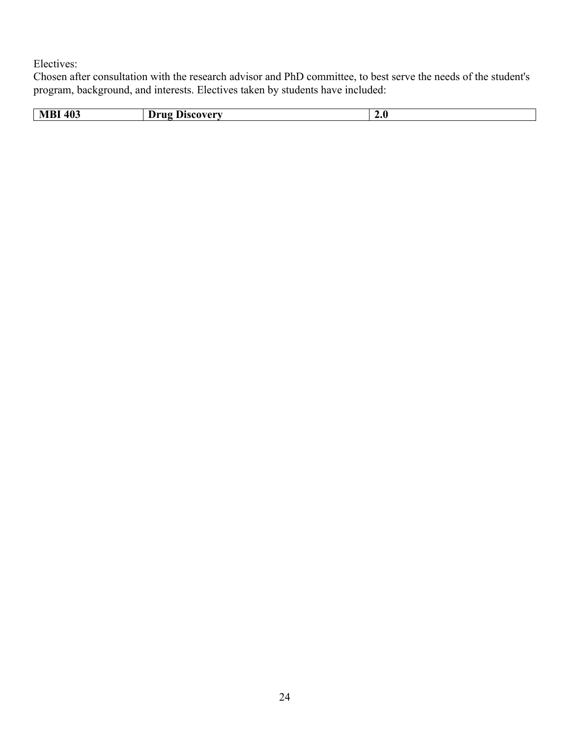Electives:

Chosen after consultation with the research advisor and PhD committee, to best serve the needs of the student's program, background, and interests. Electives taken by students have included:

| | | |
|---|---|---|
| **MBI 403** | **Drug Discovery** | **2.0** |